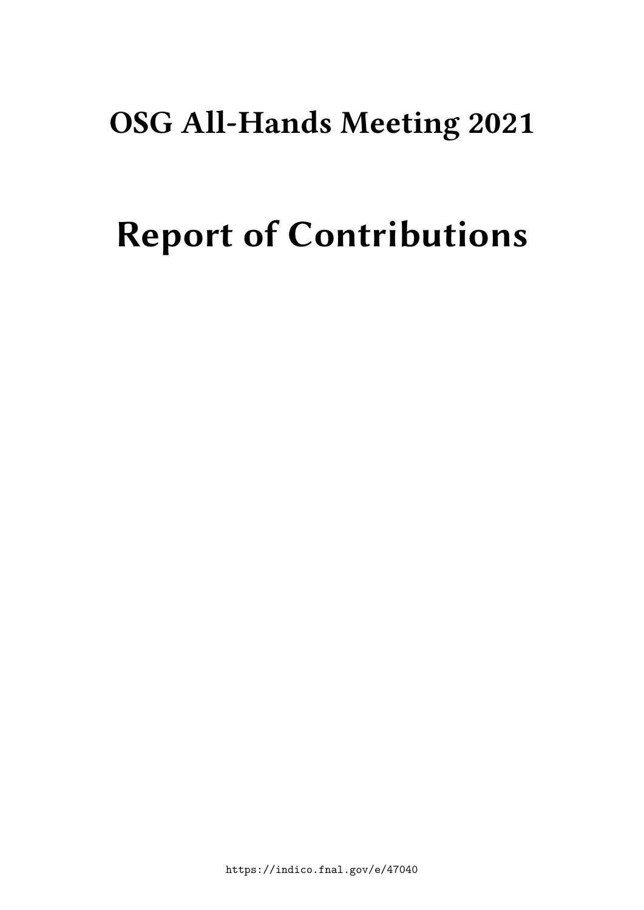# OSG All-Hands Meeting 2021

# Report of Contributions

https://indico.fnal.gov/e/47040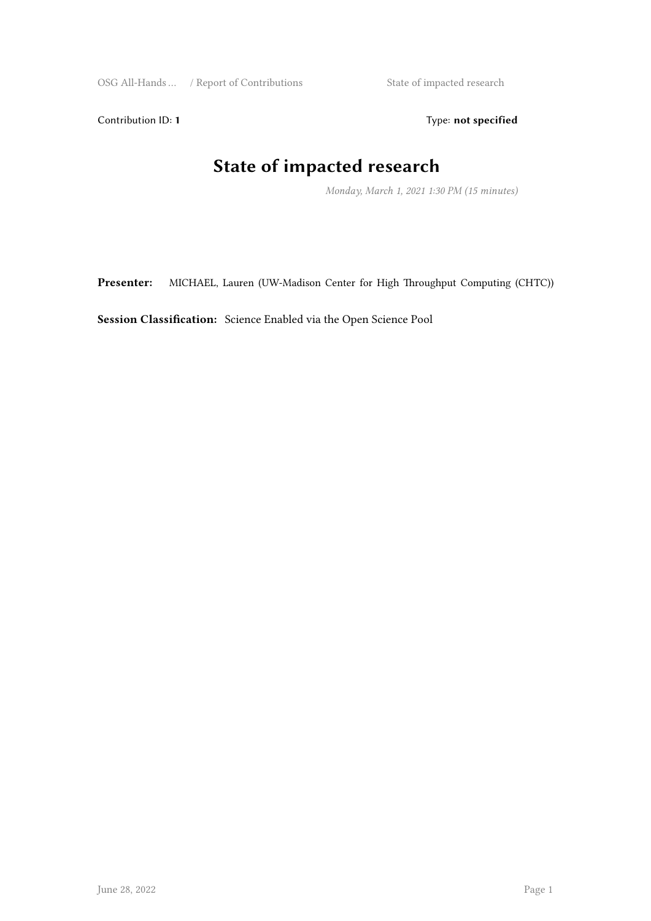Contribution ID: **1** Type: **not specified**

# State of impacted research

*Monday, March 1, 2021 1:30 PM (15 minutes)*

**Presenter:** MICHAEL, Lauren (UW-Madison Center for High Throughput Computing (CHTC))

**Session Classification:** Science Enabled via the Open Science Pool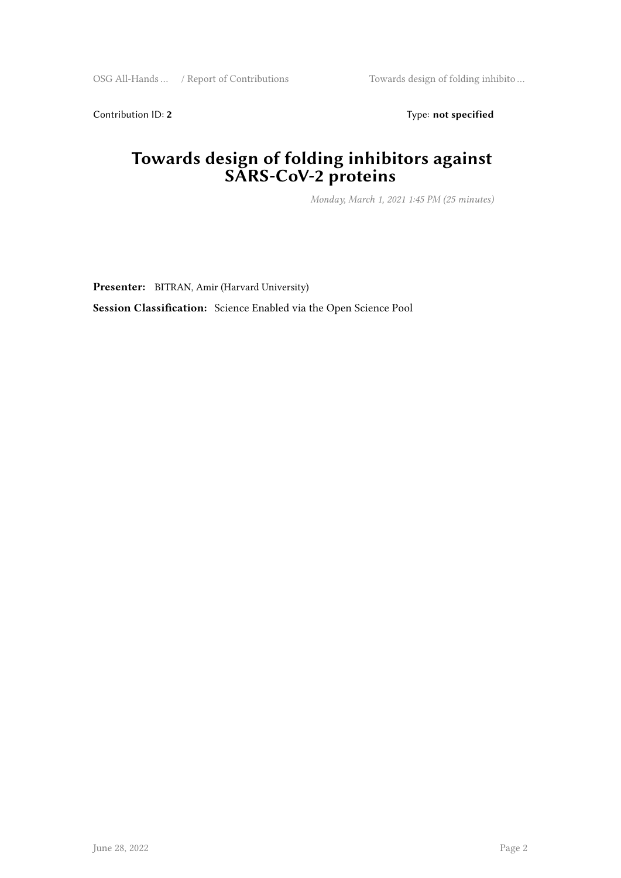Contribution ID: **2** Type: **not specified**

# Towards design of folding inhibitors against SARS-CoV-2 proteins

*Monday, March 1, 2021 1:45 PM (25 minutes)*

**Presenter:** BITRAN, Amir (Harvard University)

**Session Classification:** Science Enabled via the Open Science Pool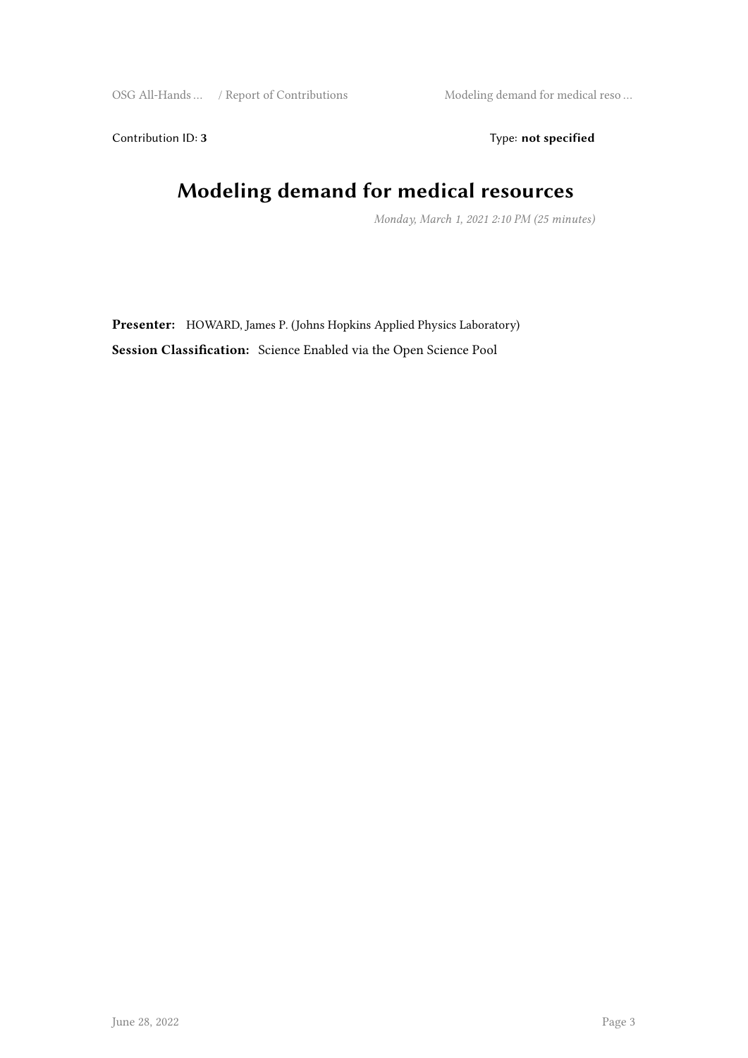Contribution ID: **3** Type: **not specified**

# Modeling demand for medical resources

*Monday, March 1, 2021 2:10 PM (25 minutes)*

**Presenter:** HOWARD, James P. (Johns Hopkins Applied Physics Laboratory)

**Session Classification:** Science Enabled via the Open Science Pool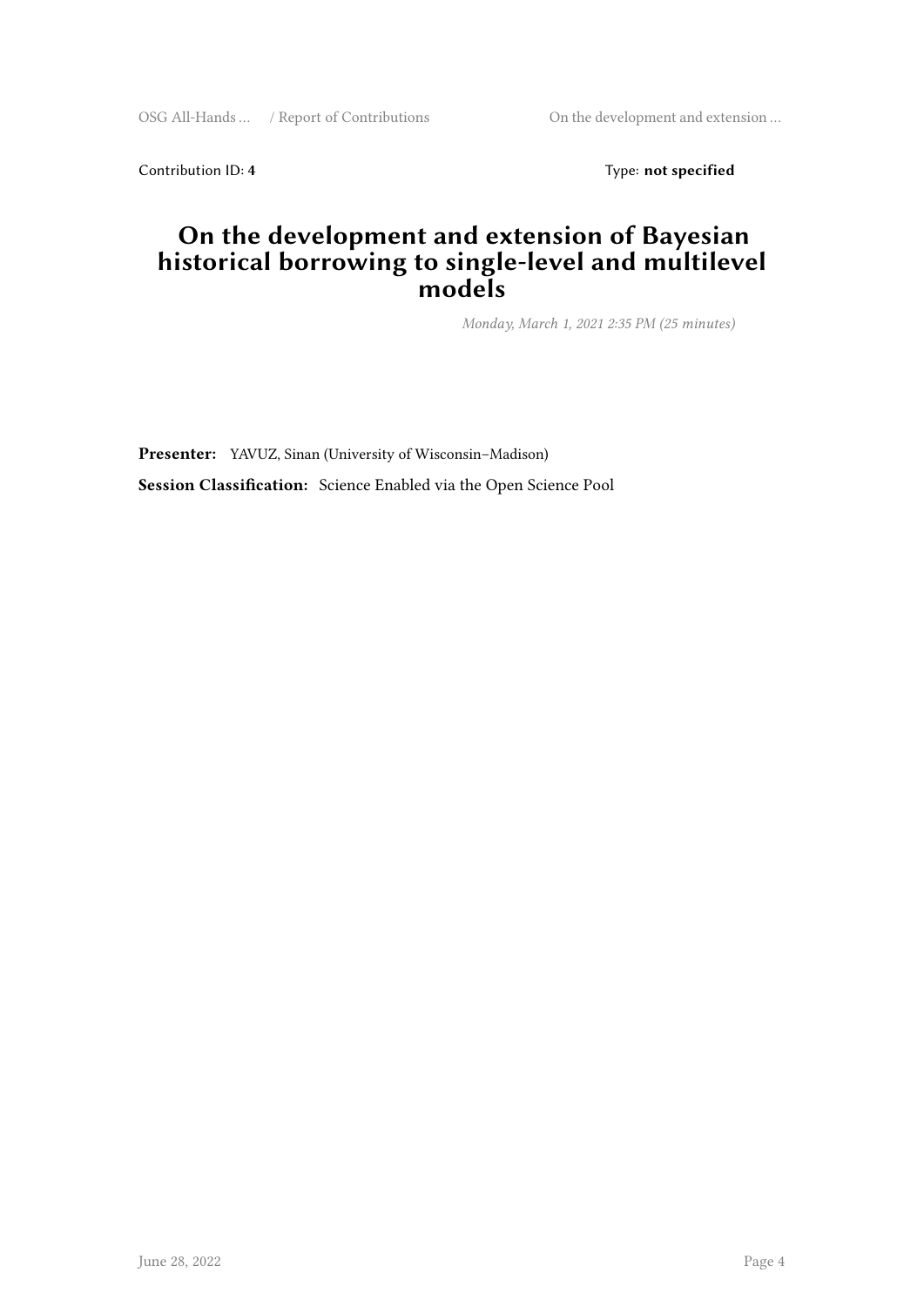Contribution ID: **4** Type: **not specified**

# On the development and extension of Bayesian historical borrowing to single-level and multilevel models

*Monday, March 1, 2021 2:35 PM (25 minutes)*

**Presenter:** YAVUZ, Sinan (University of Wisconsin–Madison)

**Session Classification:** Science Enabled via the Open Science Pool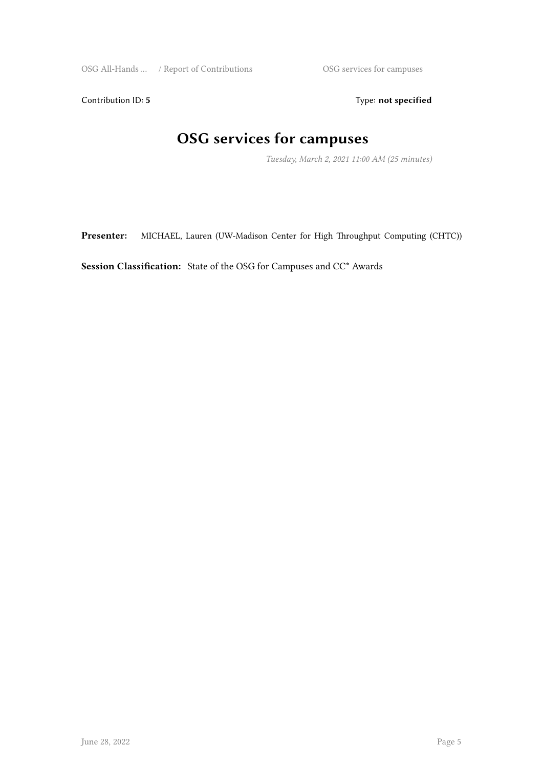Contribution ID: **5** Type: **not specified**

# OSG services for campuses

*Tuesday, March 2, 2021 11:00 AM (25 minutes)*

**Presenter:** MICHAEL, Lauren (UW-Madison Center for High Throughput Computing (CHTC))

**Session Classification:** State of the OSG for Campuses and CC* Awards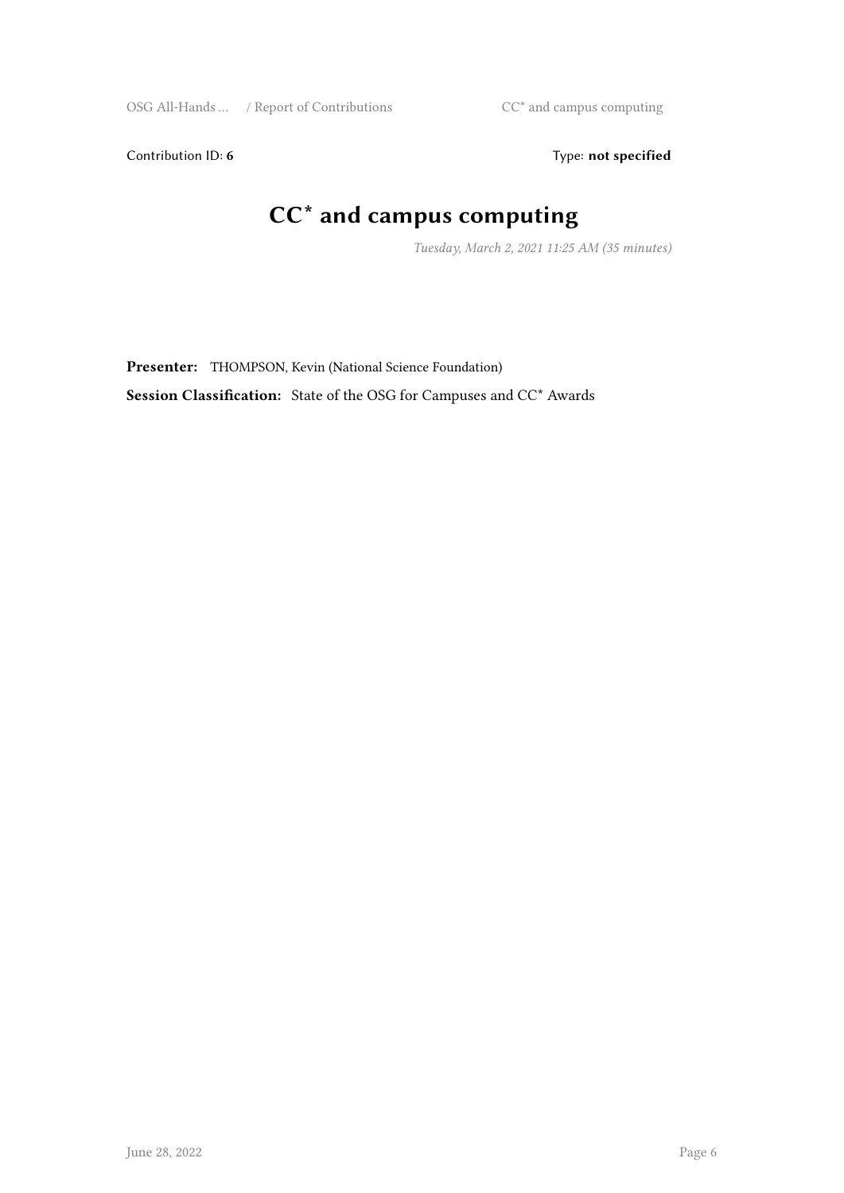Contribution ID: **6** Type: **not specified**

# CC* and campus computing

*Tuesday, March 2, 2021 11:25 AM (35 minutes)*

**Presenter:** THOMPSON, Kevin (National Science Foundation)

**Session Classification:** State of the OSG for Campuses and CC* Awards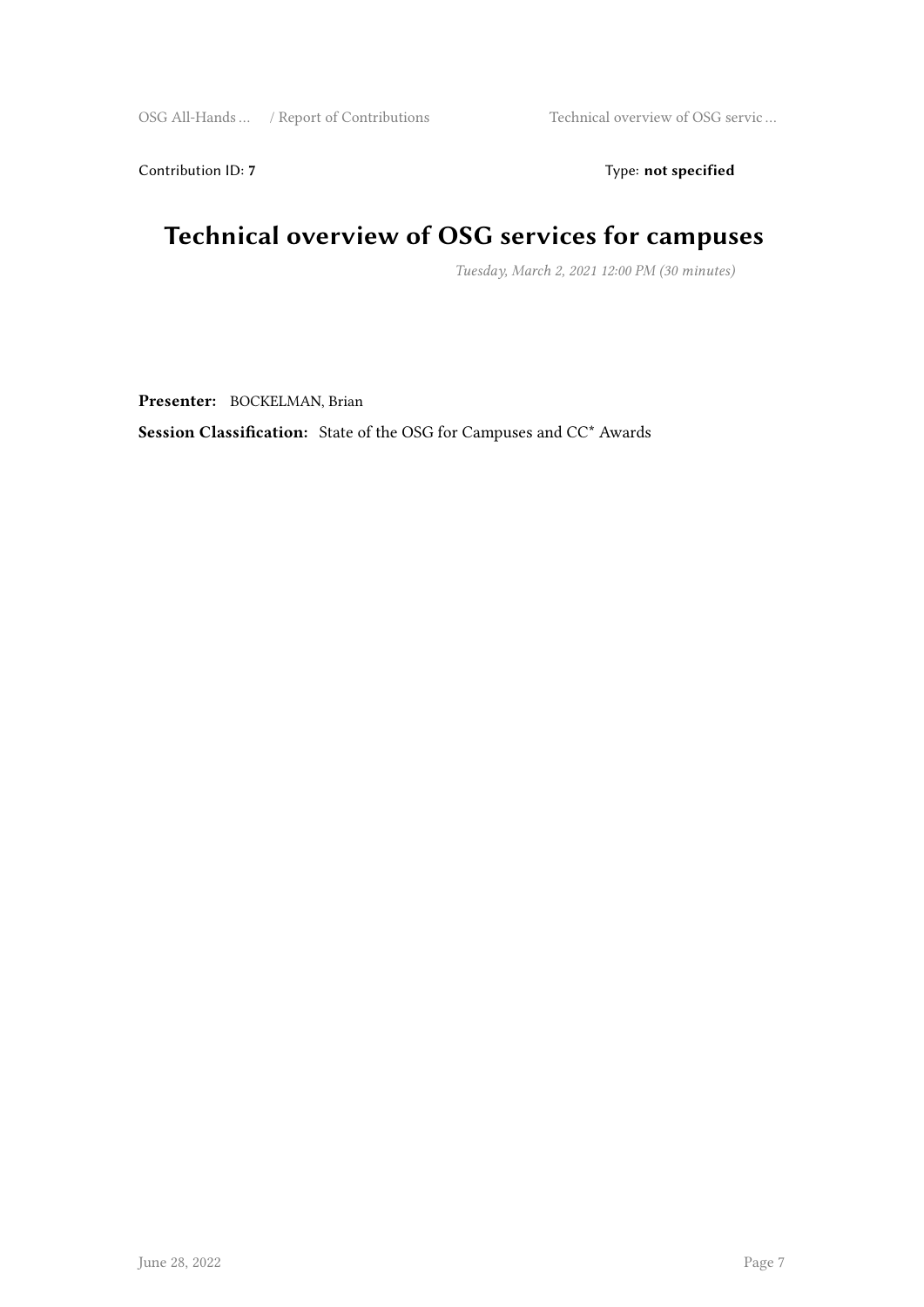Contribution ID: **7** Type: **not specified**

# Technical overview of OSG services for campuses

*Tuesday, March 2, 2021 12:00 PM (30 minutes)*

**Presenter:** BOCKELMAN, Brian

**Session Classification:** State of the OSG for Campuses and CC* Awards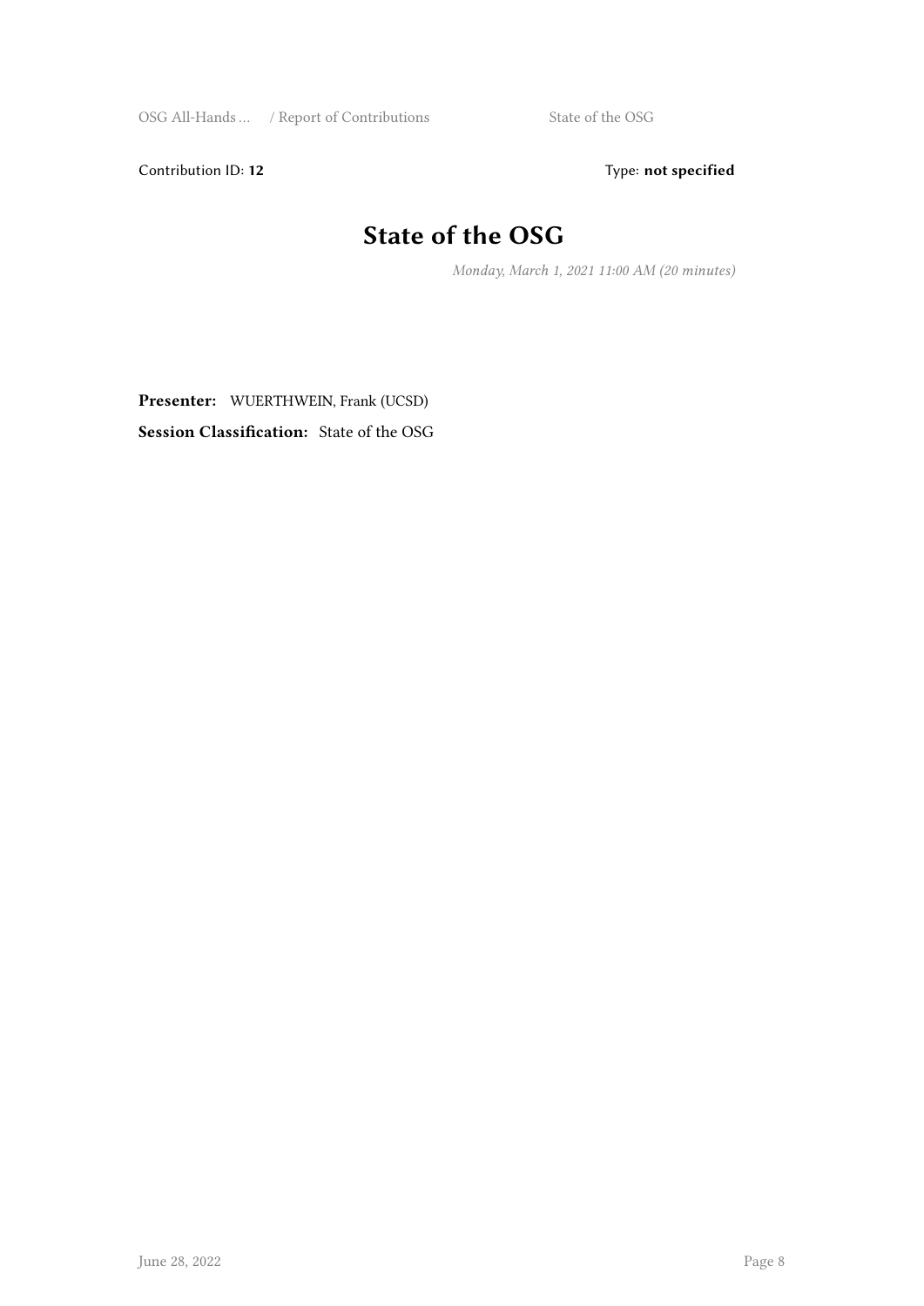Contribution ID: **12**

Type: **not specified**

# State of the OSG

*Monday, March 1, 2021 11:00 AM (20 minutes)*

**Presenter:** WUERTHWEIN, Frank (UCSD)

**Session Classification:** State of the OSG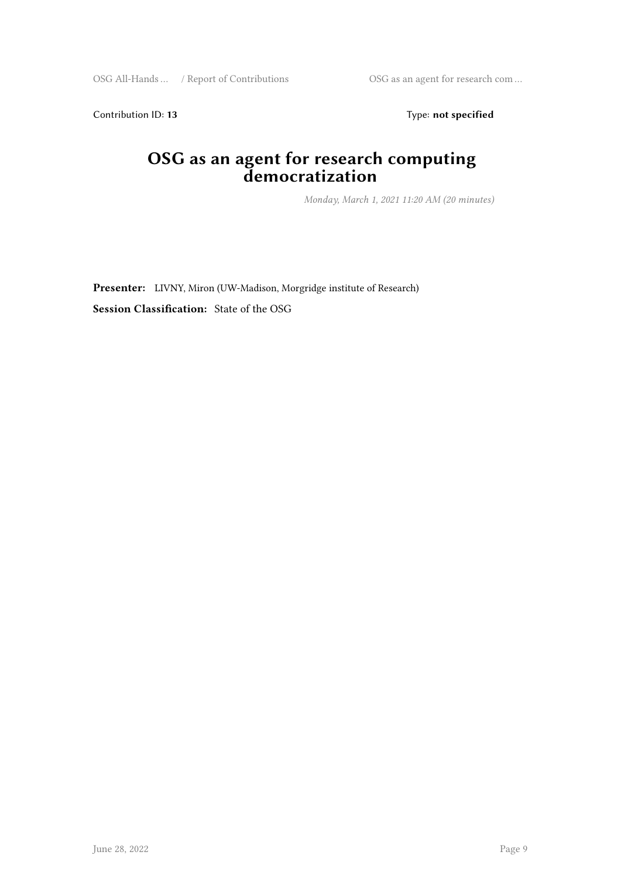Contribution ID: **13** Type: **not specified**

# OSG as an agent for research computing democratization

*Monday, March 1, 2021 11:20 AM (20 minutes)*

**Presenter:** LIVNY, Miron (UW-Madison, Morgridge institute of Research)

**Session Classification:** State of the OSG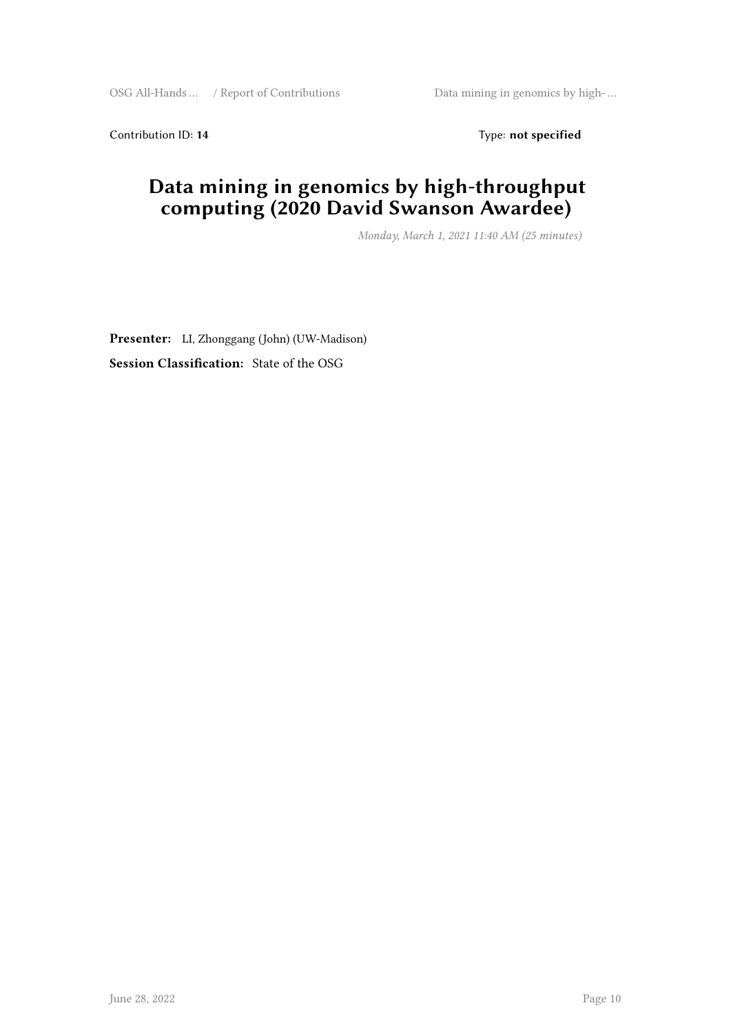Contribution ID: **14** Type: **not specified**

# Data mining in genomics by high-throughput computing (2020 David Swanson Awardee)

*Monday, March 1, 2021 11:40 AM (25 minutes)*

**Presenter:** LI, Zhonggang (John) (UW-Madison)

**Session Classification:** State of the OSG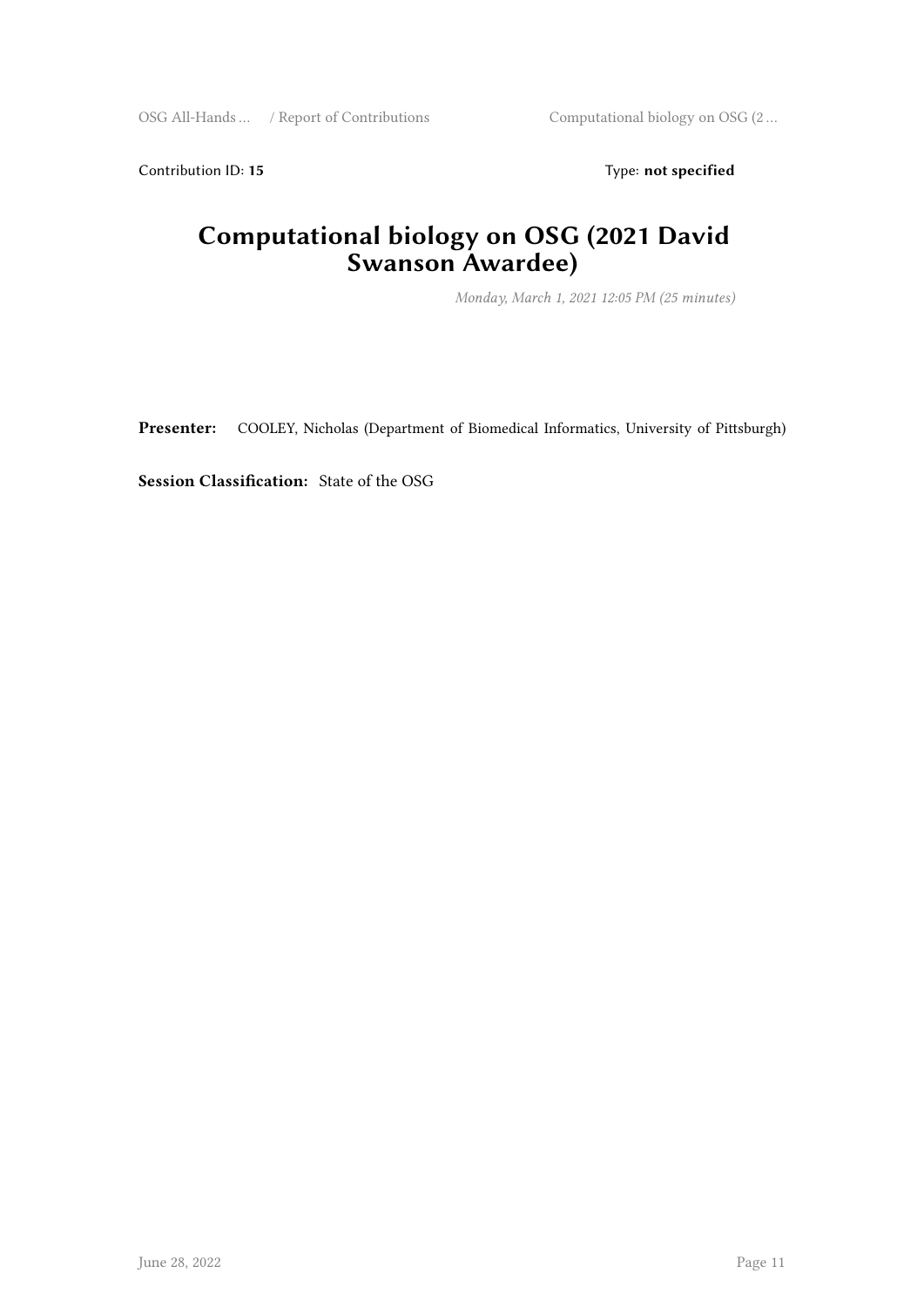Contribution ID: **15** Type: **not specified**

# Computational biology on OSG (2021 David Swanson Awardee)

*Monday, March 1, 2021 12:05 PM (25 minutes)*

**Presenter:** COOLEY, Nicholas (Department of Biomedical Informatics, University of Pittsburgh)

**Session Classification:** State of the OSG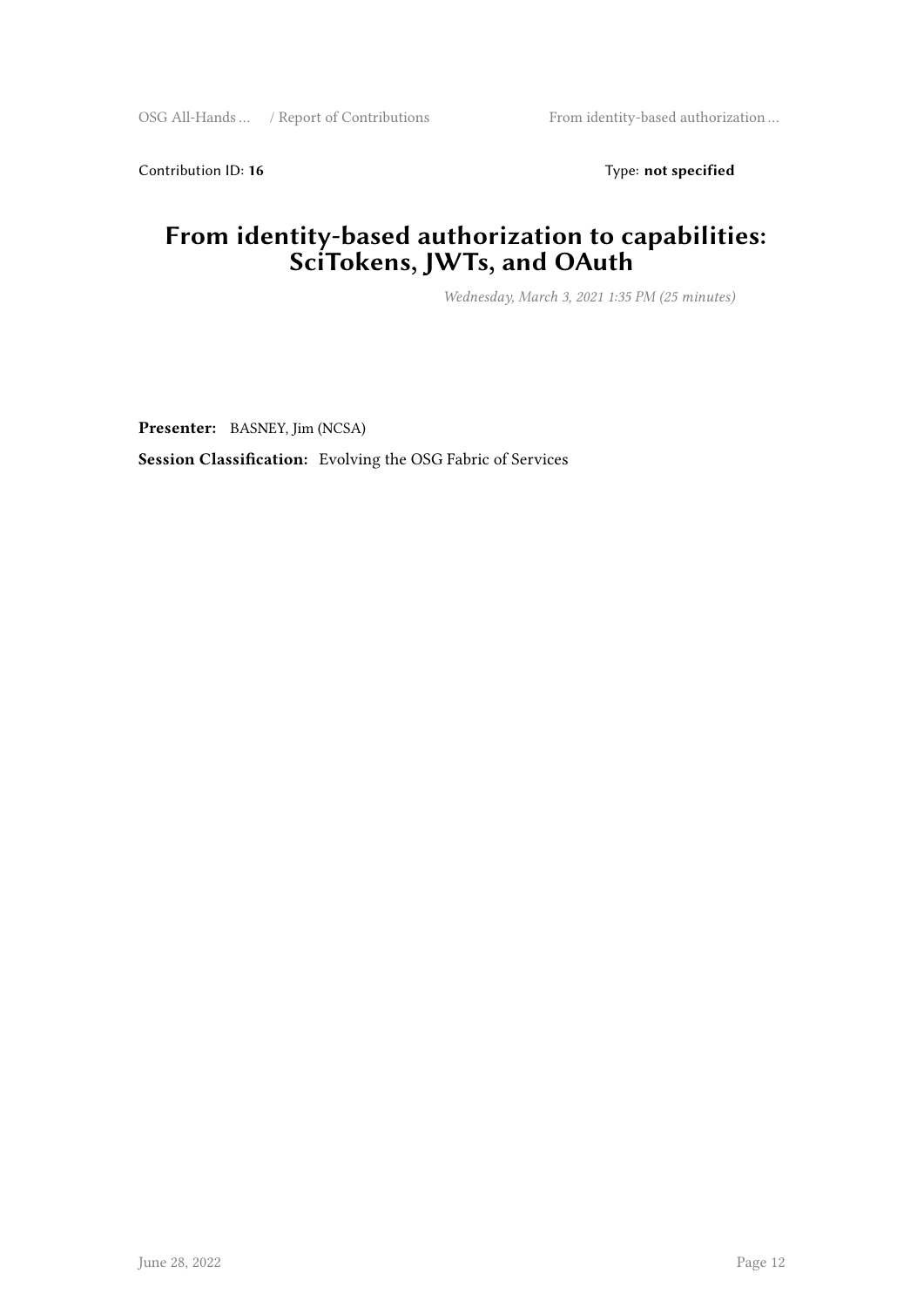Contribution ID: **16** Type: **not specified**

# From identity-based authorization to capabilities: SciTokens, JWTs, and OAuth

*Wednesday, March 3, 2021 1:35 PM (25 minutes)*

**Presenter:** BASNEY, Jim (NCSA)

**Session Classification:** Evolving the OSG Fabric of Services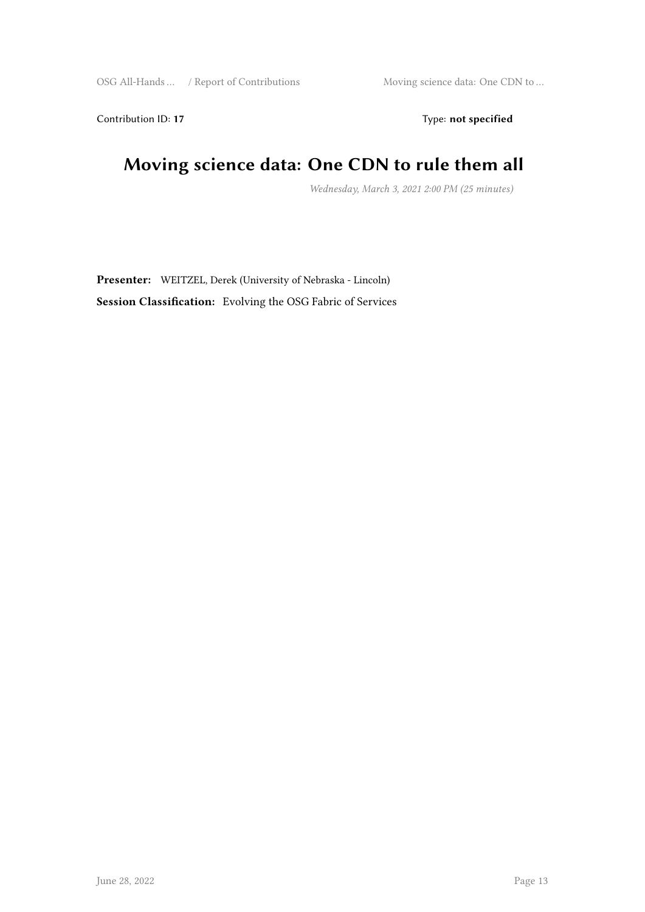Contribution ID: **17** Type: **not specified**

# Moving science data: One CDN to rule them all

*Wednesday, March 3, 2021 2:00 PM (25 minutes)*

**Presenter:** WEITZEL, Derek (University of Nebraska - Lincoln)

**Session Classification:** Evolving the OSG Fabric of Services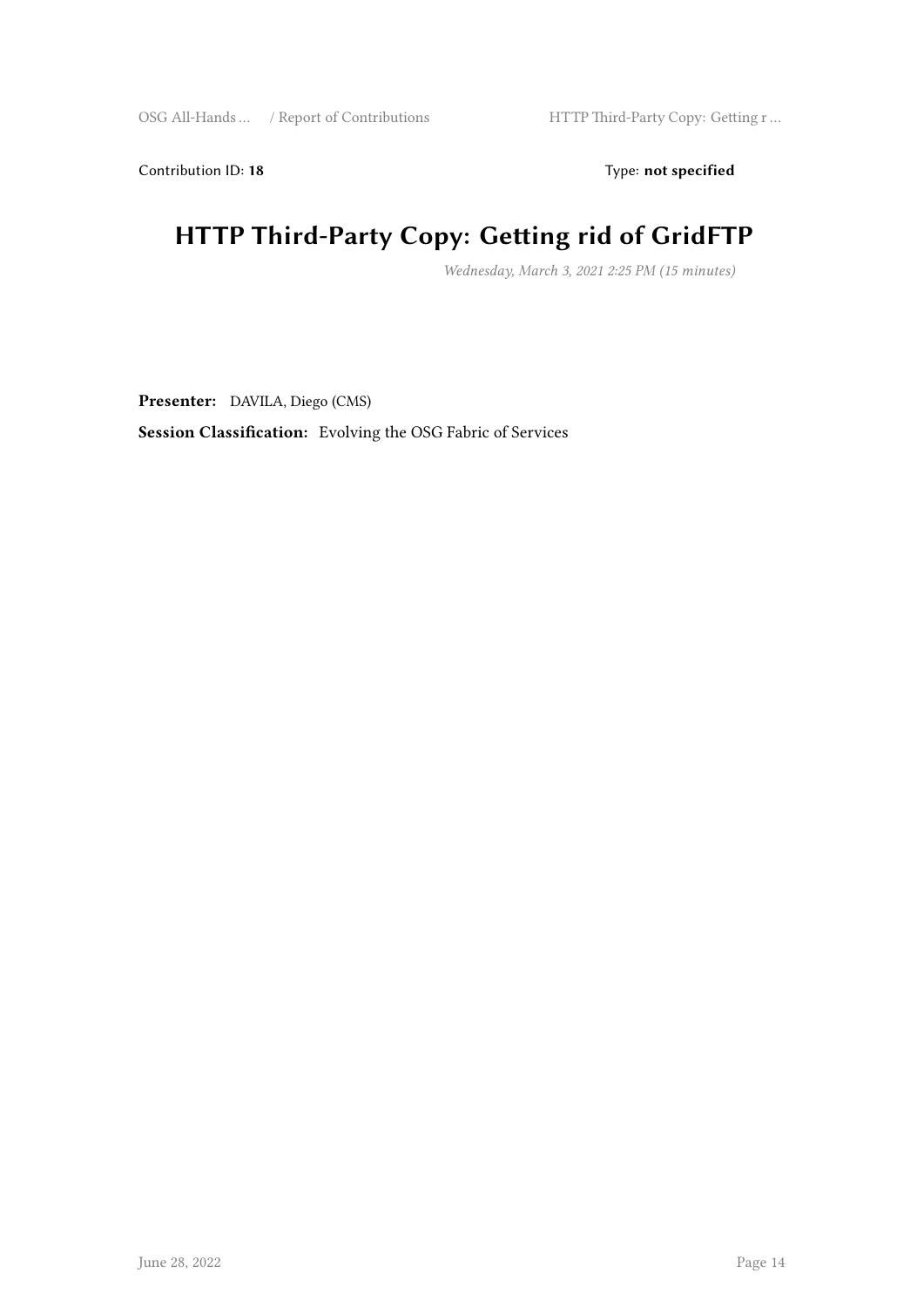Contribution ID: **18** Type: **not specified**

# HTTP Third-Party Copy: Getting rid of GridFTP

*Wednesday, March 3, 2021 2:25 PM (15 minutes)*

**Presenter:** DAVILA, Diego (CMS)

**Session Classification:** Evolving the OSG Fabric of Services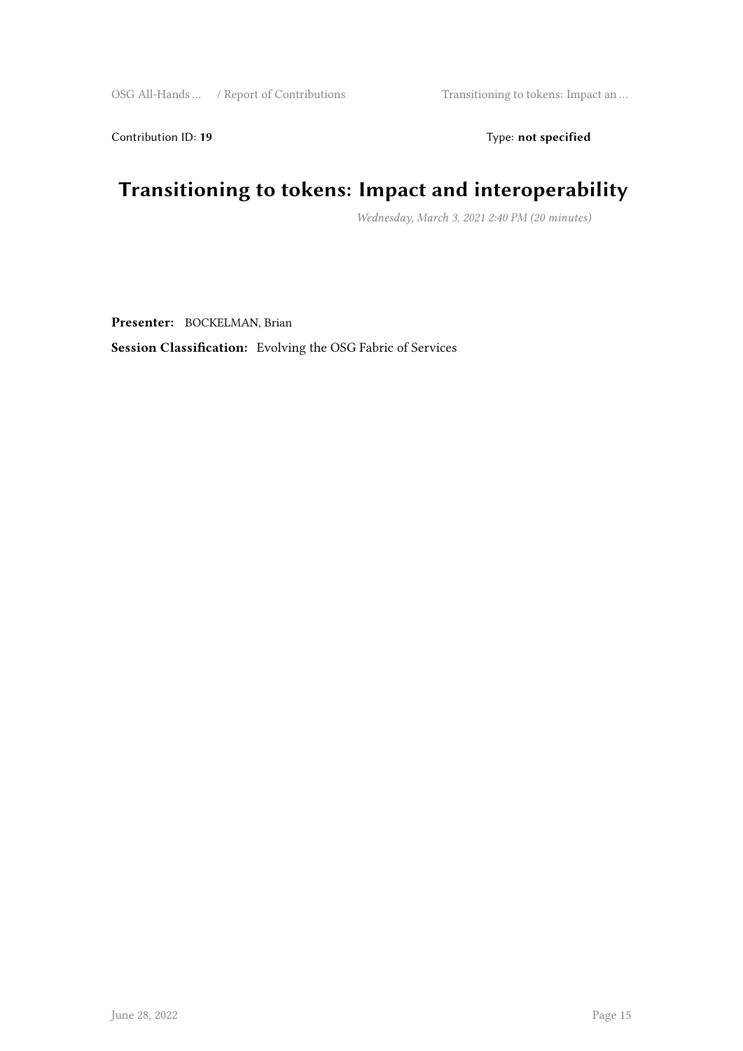Contribution ID: **19** Type: **not specified**

# Transitioning to tokens: Impact and interoperability

*Wednesday, March 3, 2021 2:40 PM (20 minutes)*

**Presenter:** BOCKELMAN, Brian

**Session Classification:** Evolving the OSG Fabric of Services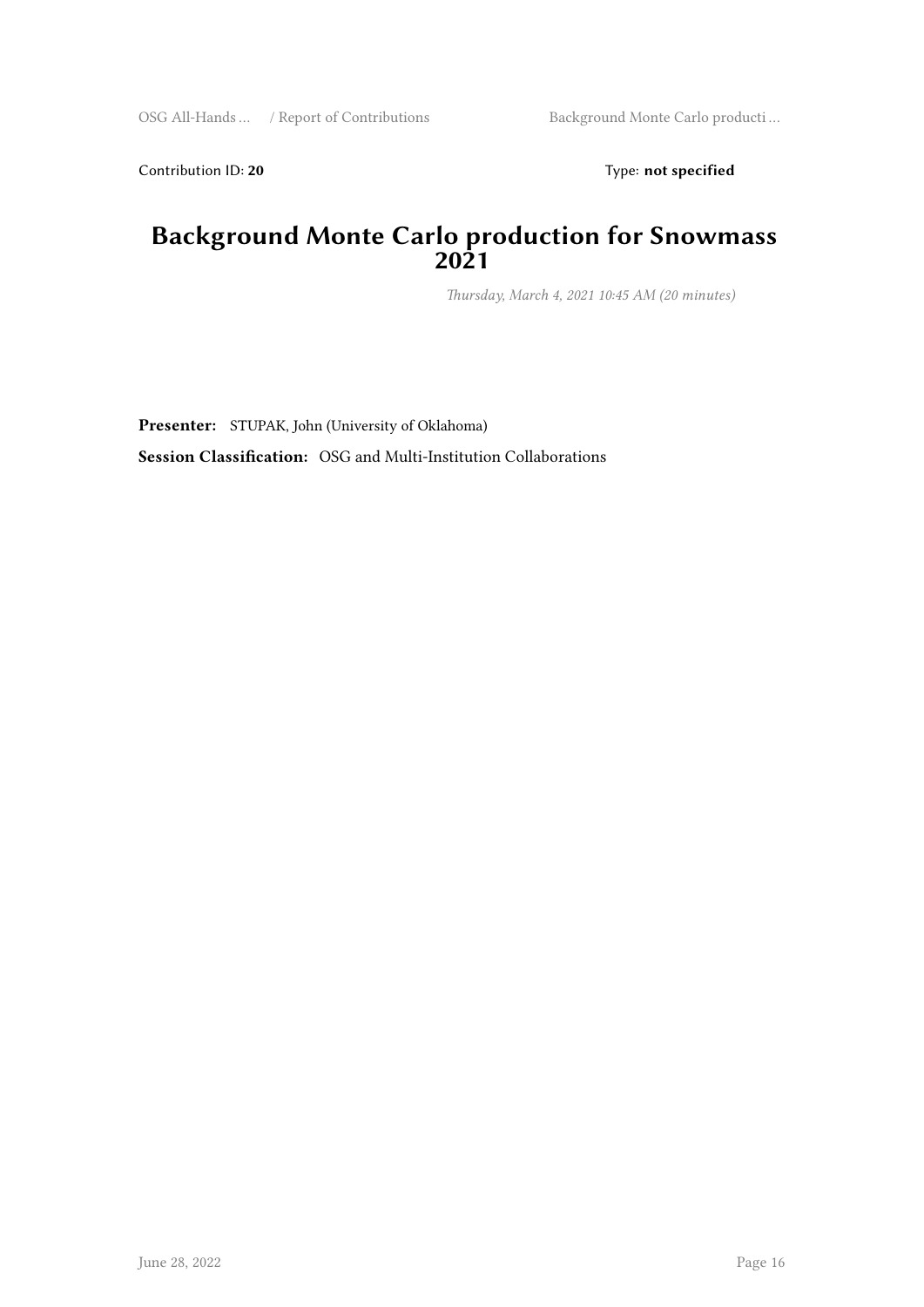Contribution ID: **20** Type: **not specified**

# Background Monte Carlo production for Snowmass 2021

*Thursday, March 4, 2021 10:45 AM (20 minutes)*

**Presenter:** STUPAK, John (University of Oklahoma)

**Session Classification:** OSG and Multi-Institution Collaborations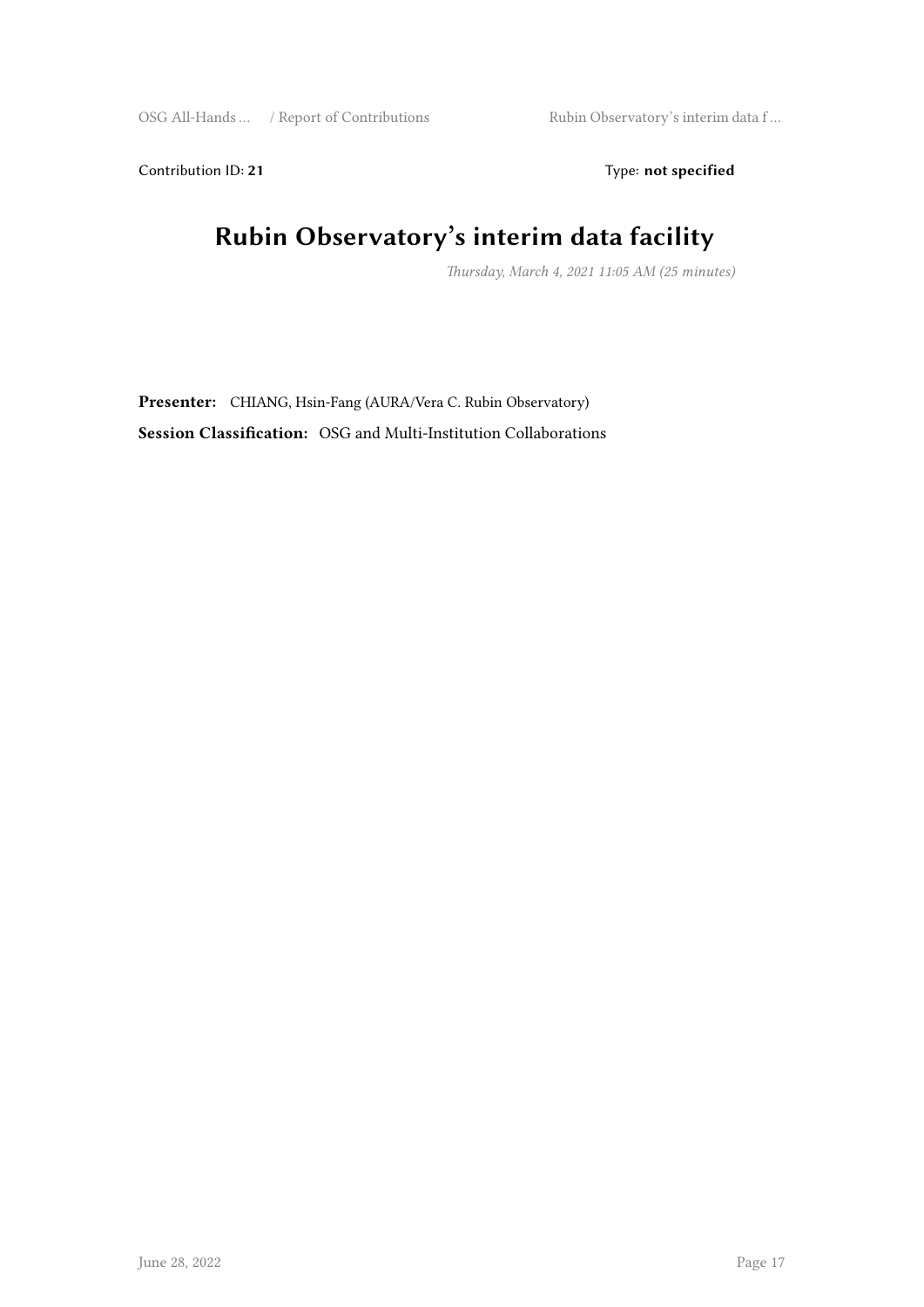Contribution ID: **21** Type: **not specified**

# Rubin Observatory's interim data facility

*Thursday, March 4, 2021 11:05 AM (25 minutes)*

**Presenter:** CHIANG, Hsin-Fang (AURA/Vera C. Rubin Observatory)

**Session Classification:** OSG and Multi-Institution Collaborations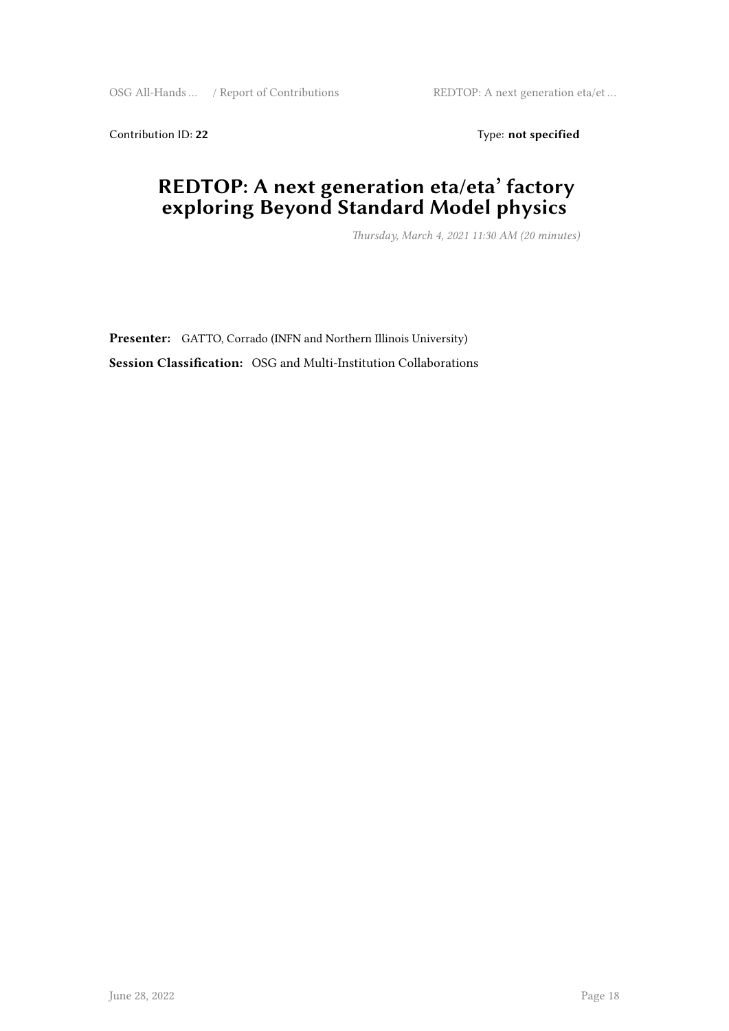Contribution ID: **22** Type: **not specified**

# REDTOP: A next generation eta/eta' factory exploring Beyond Standard Model physics

*Thursday, March 4, 2021 11:30 AM (20 minutes)*

**Presenter:** GATTO, Corrado (INFN and Northern Illinois University)

**Session Classification:** OSG and Multi-Institution Collaborations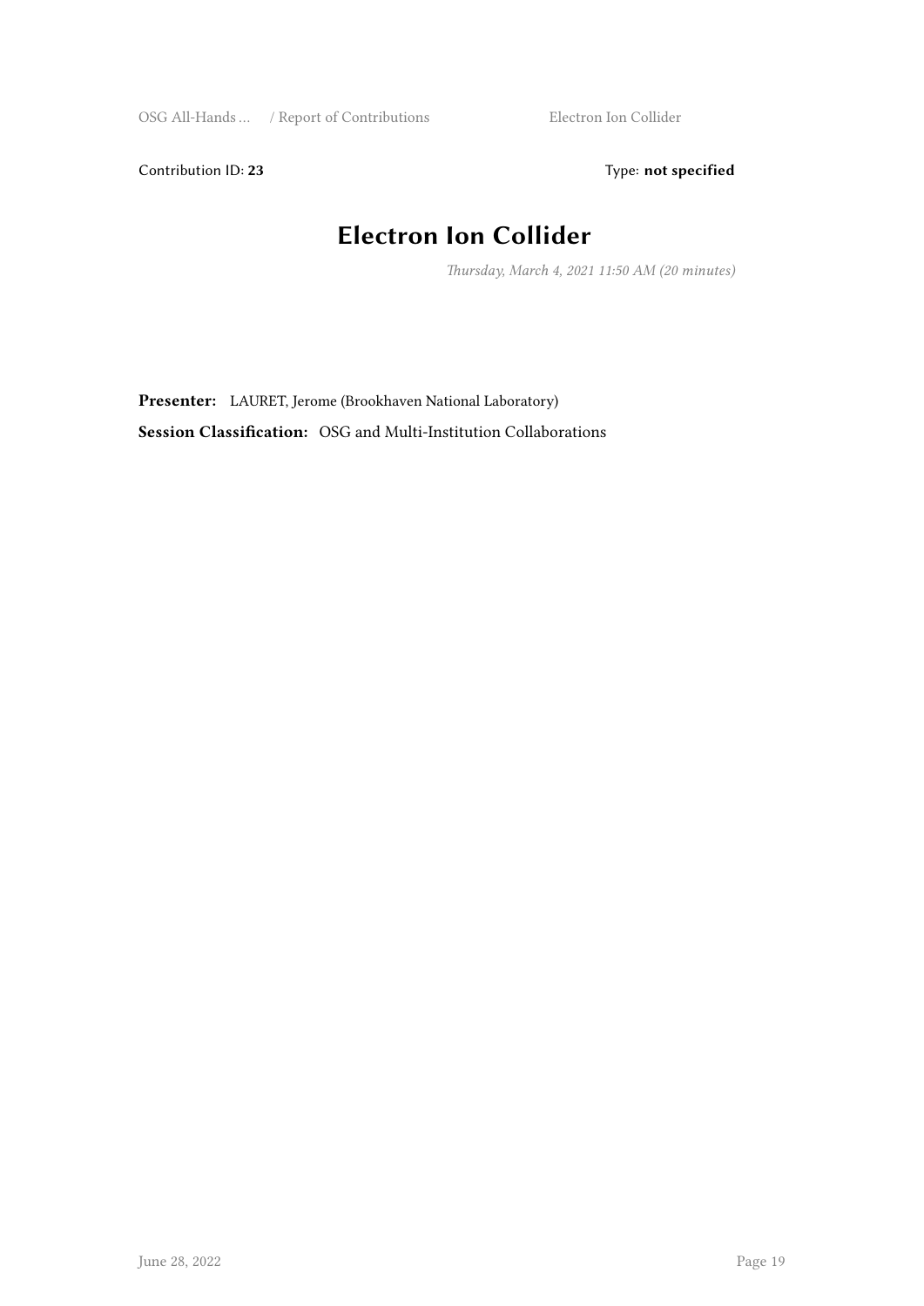Contribution ID: **23**

Type: **not specified**

# Electron Ion Collider

*Thursday, March 4, 2021 11:50 AM (20 minutes)*

**Presenter:** LAURET, Jerome (Brookhaven National Laboratory)

**Session Classification:** OSG and Multi-Institution Collaborations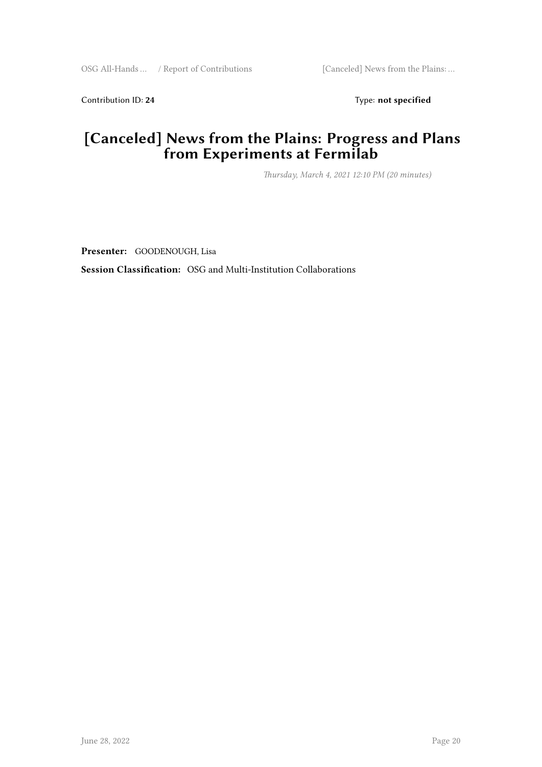Contribution ID: **24** Type: **not specified**

# [Canceled] News from the Plains: Progress and Plans from Experiments at Fermilab

*Thursday, March 4, 2021 12:10 PM (20 minutes)*

**Presenter:** GOODENOUGH, Lisa

**Session Classification:** OSG and Multi-Institution Collaborations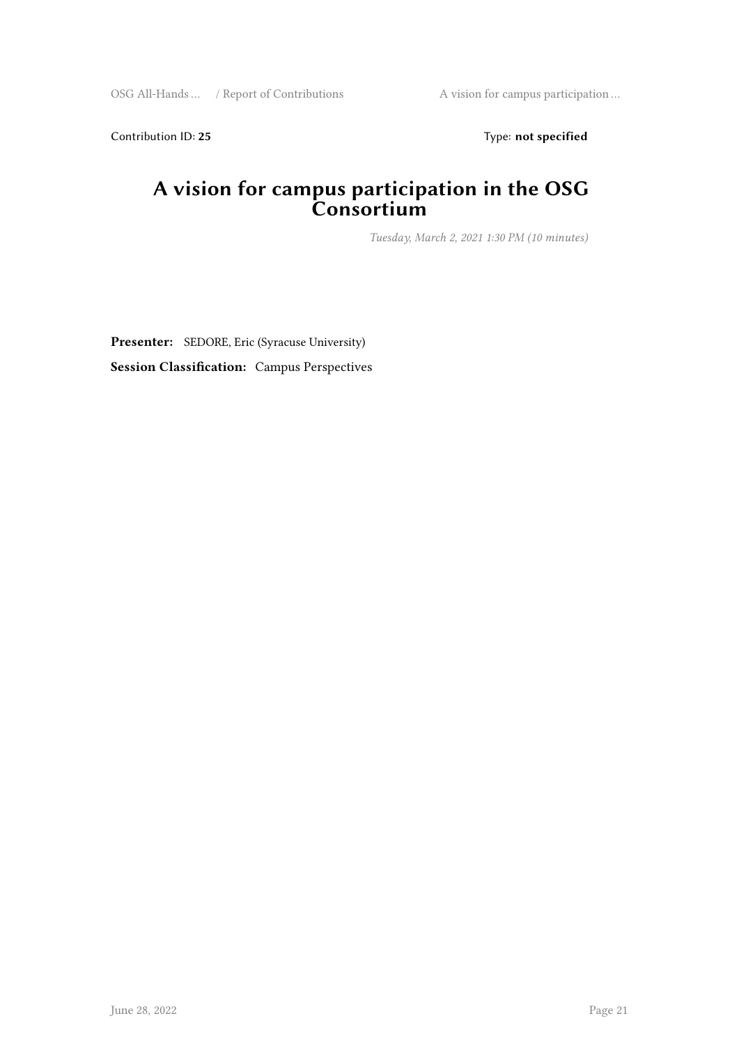Contribution ID: **25**

Type: **not specified**

# A vision for campus participation in the OSG Consortium

*Tuesday, March 2, 2021 1:30 PM (10 minutes)*

**Presenter:** SEDORE, Eric (Syracuse University)

**Session Classification:** Campus Perspectives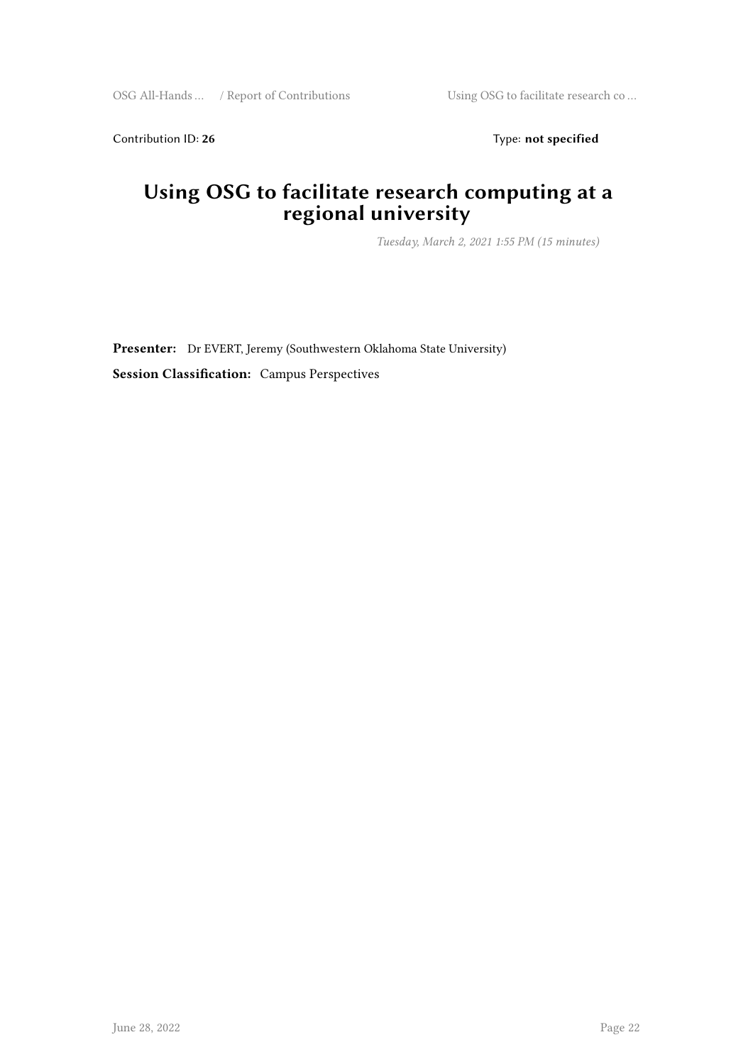Contribution ID: **26** Type: **not specified**

# Using OSG to facilitate research computing at a regional university

*Tuesday, March 2, 2021 1:55 PM (15 minutes)*

**Presenter:** Dr EVERT, Jeremy (Southwestern Oklahoma State University)

**Session Classification:** Campus Perspectives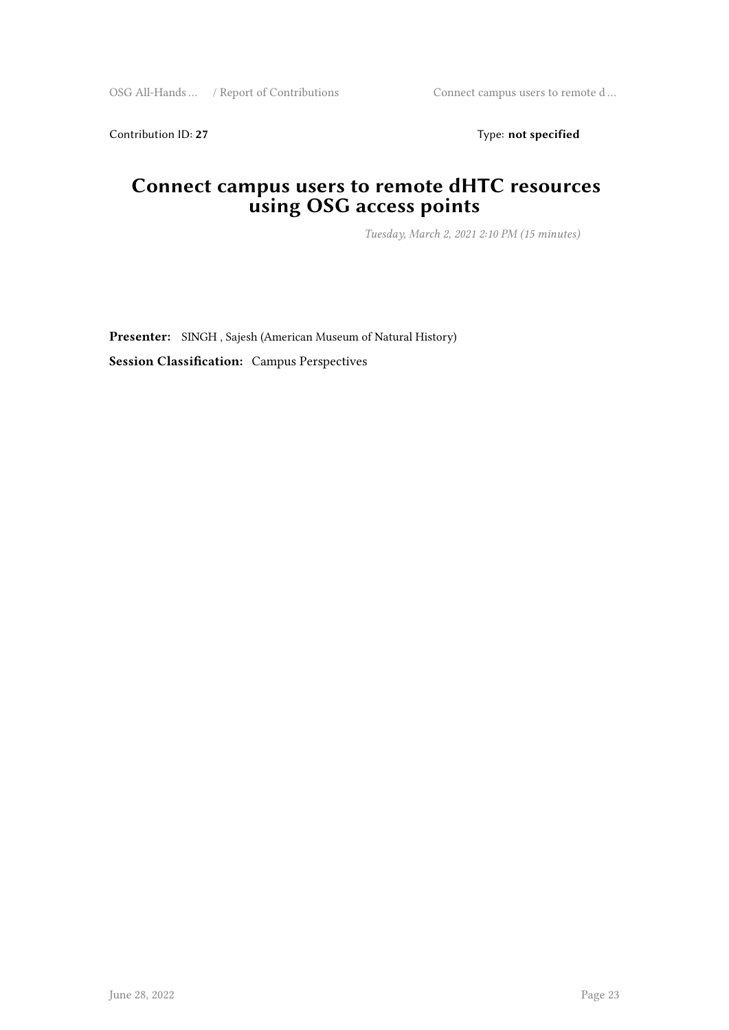Contribution ID: **27** Type: **not specified**

# Connect campus users to remote dHTC resources using OSG access points

*Tuesday, March 2, 2021 2:10 PM (15 minutes)*

**Presenter:** SINGH , Sajesh (American Museum of Natural History)

**Session Classification:** Campus Perspectives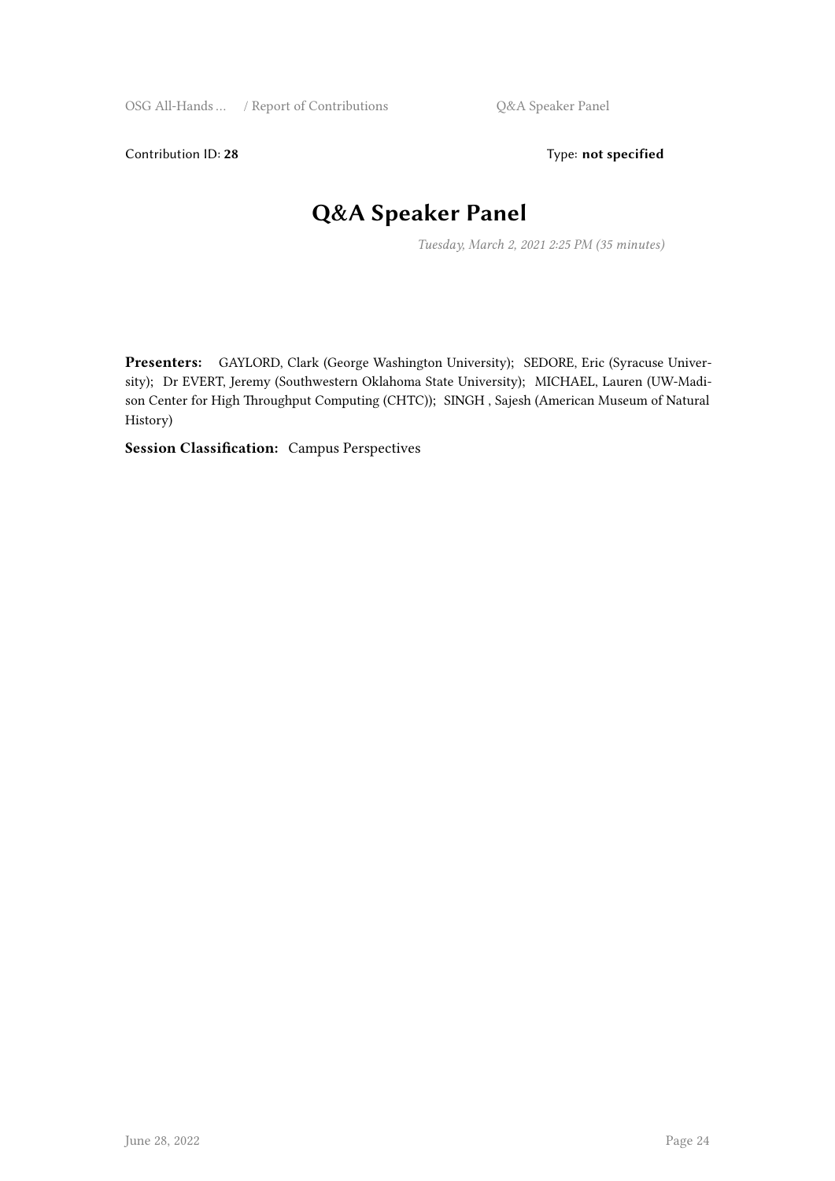Contribution ID: **28** Type: **not specified**

# Q&A Speaker Panel

*Tuesday, March 2, 2021 2:25 PM (35 minutes)*

**Presenters:** GAYLORD, Clark (George Washington University); SEDORE, Eric (Syracuse University); Dr EVERT, Jeremy (Southwestern Oklahoma State University); MICHAEL, Lauren (UW-Madison Center for High Throughput Computing (CHTC)); SINGH , Sajesh (American Museum of Natural History)

**Session Classification:** Campus Perspectives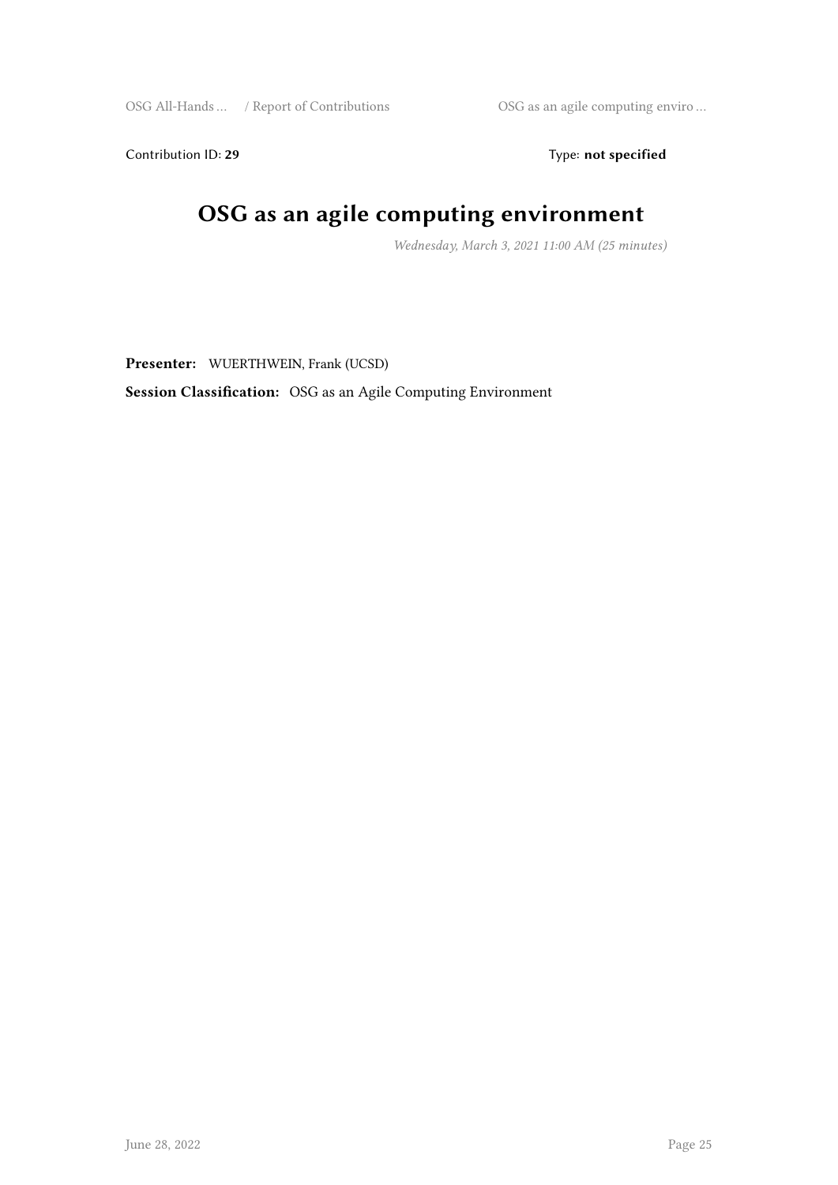Contribution ID: **29** Type: **not specified**

# OSG as an agile computing environment

*Wednesday, March 3, 2021 11:00 AM (25 minutes)*

**Presenter:** WUERTHWEIN, Frank (UCSD)

**Session Classification:** OSG as an Agile Computing Environment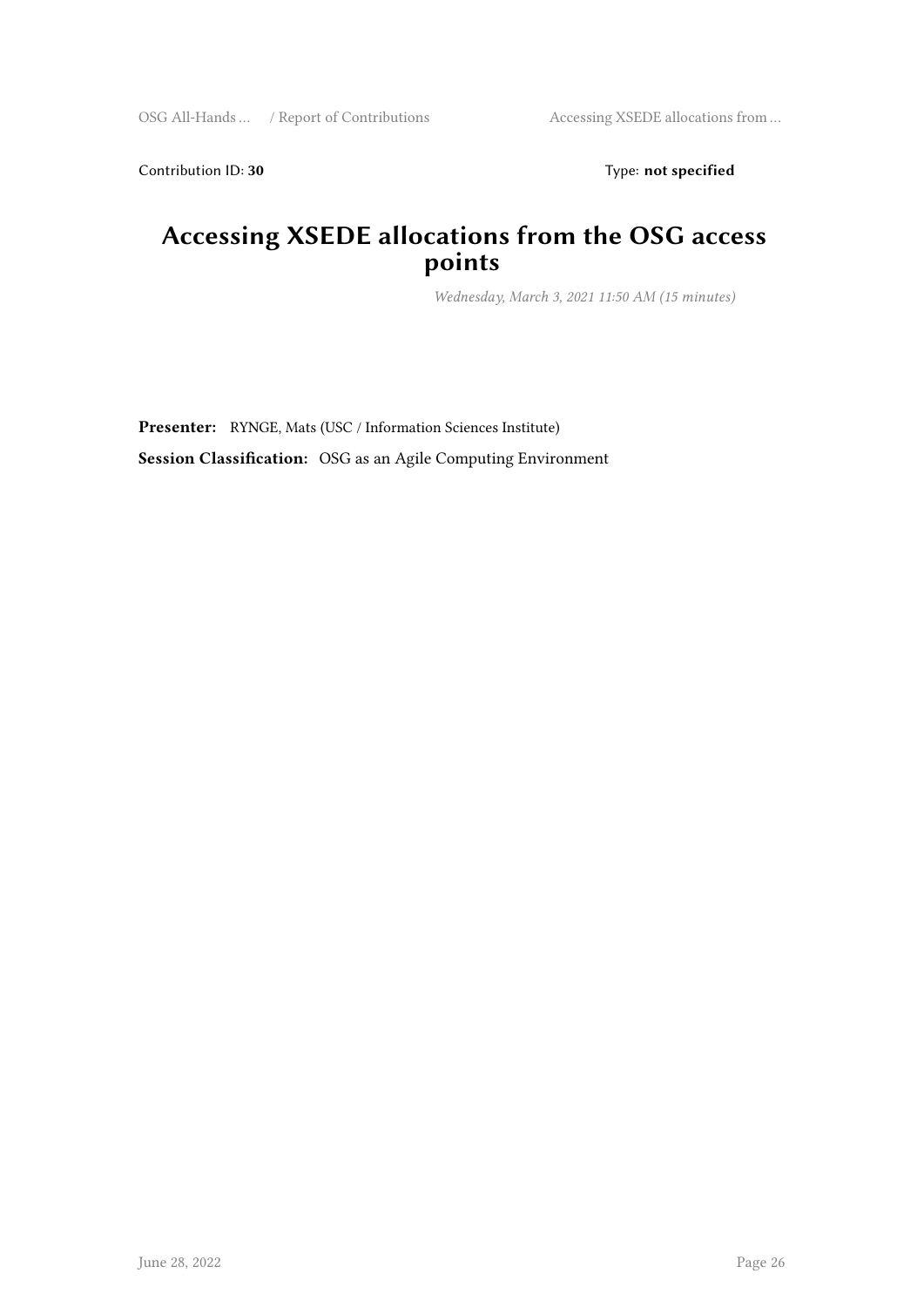Contribution ID: **30** Type: **not specified**

# Accessing XSEDE allocations from the OSG access points

*Wednesday, March 3, 2021 11:50 AM (15 minutes)*

**Presenter:** RYNGE, Mats (USC / Information Sciences Institute)

**Session Classification:** OSG as an Agile Computing Environment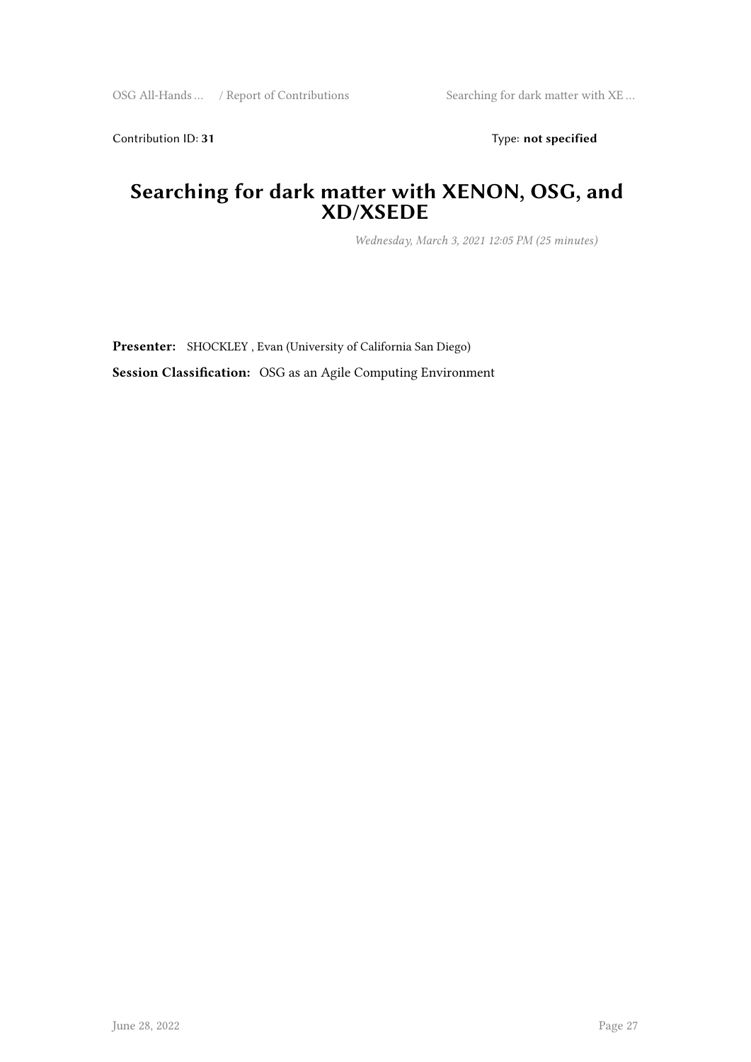Contribution ID: **31** Type: **not specified**

# Searching for dark matter with XENON, OSG, and XD/XSEDE

*Wednesday, March 3, 2021 12:05 PM (25 minutes)*

**Presenter:** SHOCKLEY , Evan (University of California San Diego)

**Session Classification:** OSG as an Agile Computing Environment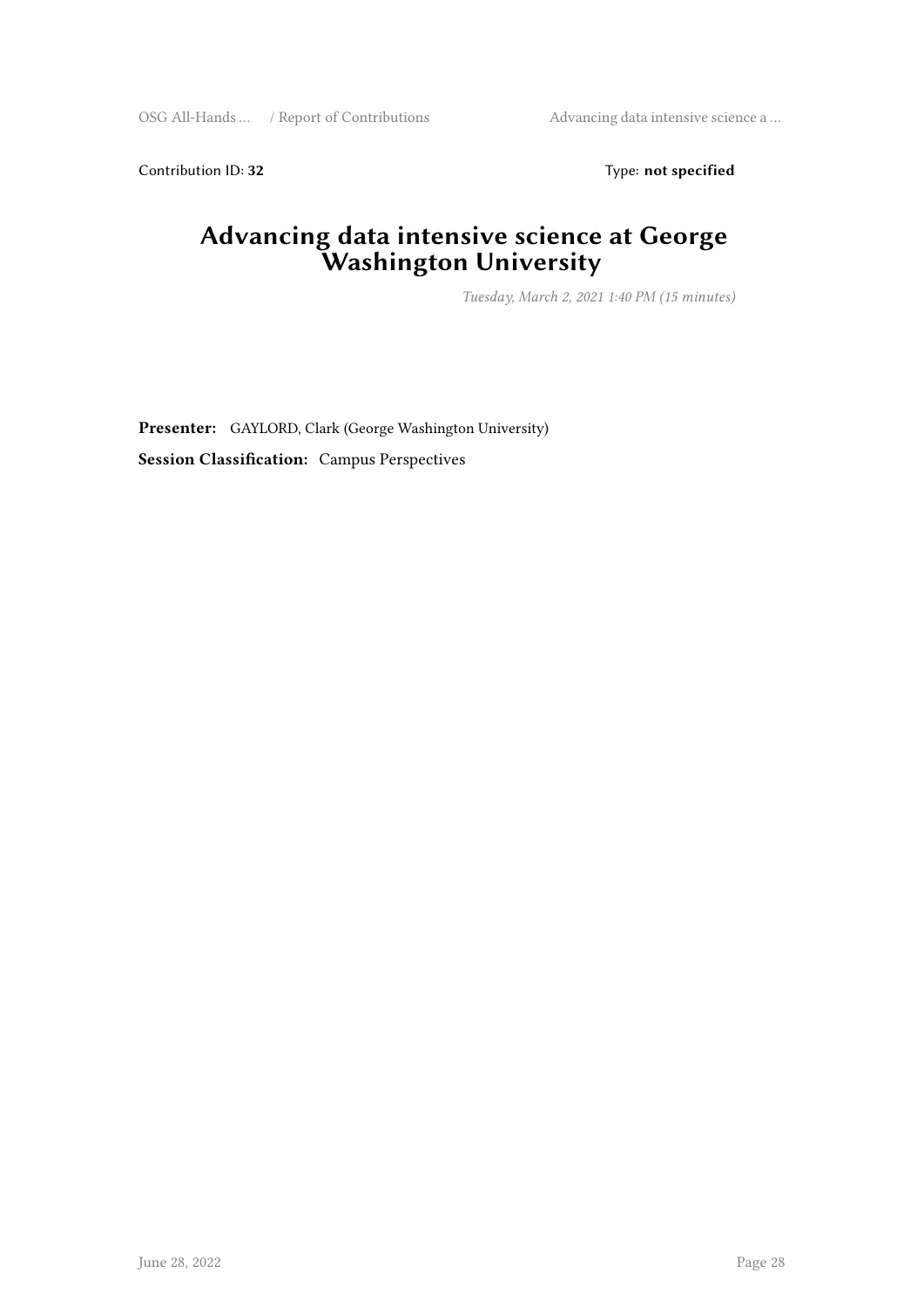Contribution ID: **32** Type: **not specified**

# Advancing data intensive science at George Washington University

*Tuesday, March 2, 2021 1:40 PM (15 minutes)*

**Presenter:** GAYLORD, Clark (George Washington University)

**Session Classification:** Campus Perspectives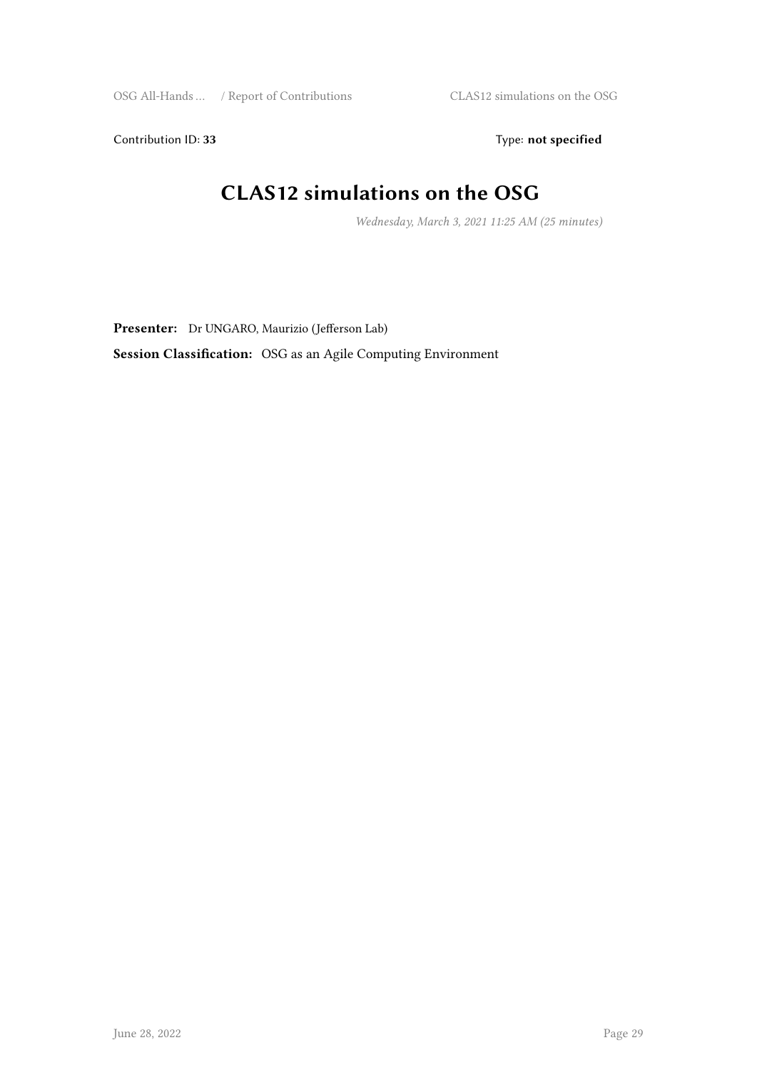Contribution ID: **33** Type: **not specified**

# CLAS12 simulations on the OSG

*Wednesday, March 3, 2021 11:25 AM (25 minutes)*

**Presenter:** Dr UNGARO, Maurizio (Jefferson Lab)

**Session Classification:** OSG as an Agile Computing Environment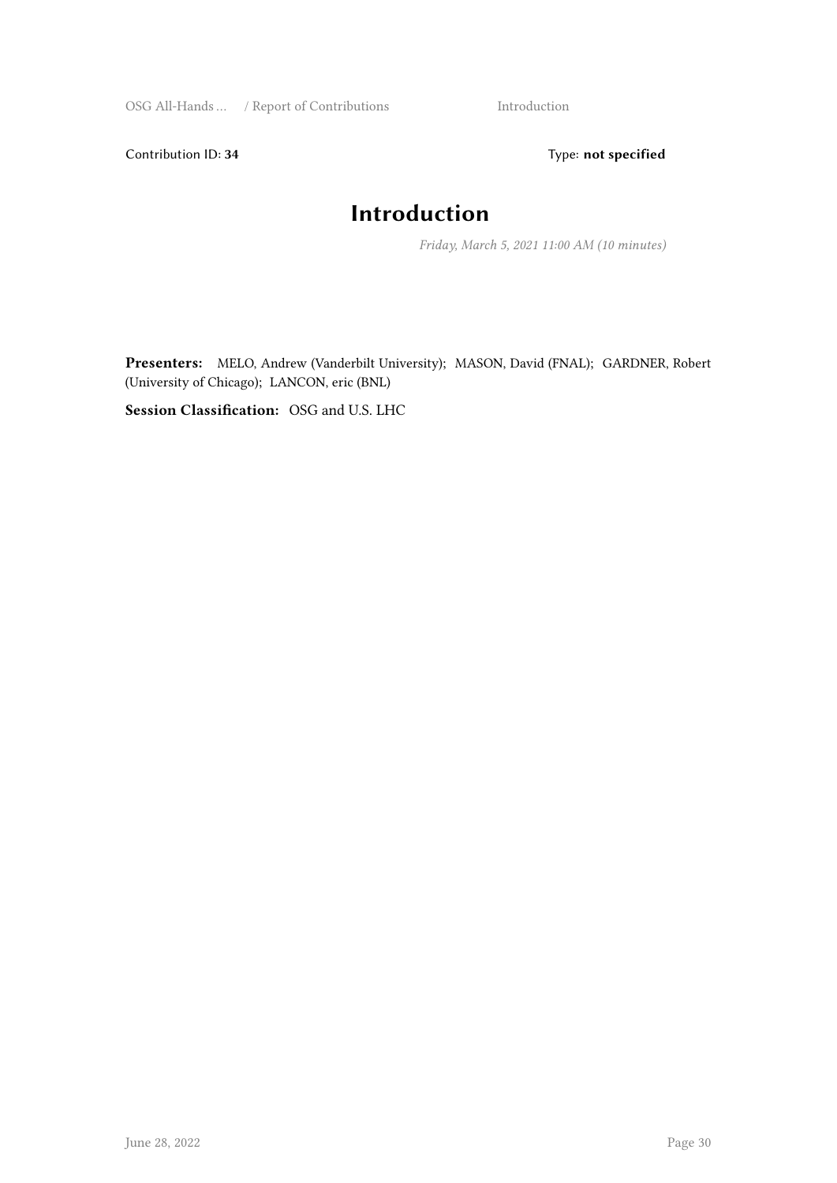Contribution ID: **34** Type: **not specified**

# Introduction

*Friday, March 5, 2021 11:00 AM (10 minutes)*

**Presenters:** MELO, Andrew (Vanderbilt University); MASON, David (FNAL); GARDNER, Robert (University of Chicago); LANCON, eric (BNL)

**Session Classification:** OSG and U.S. LHC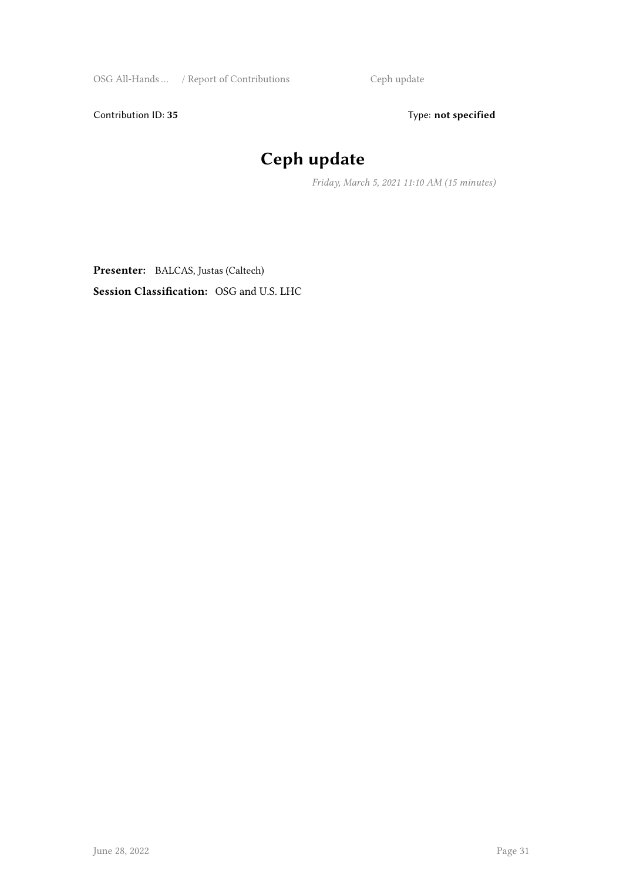Contribution ID: **35** Type: **not specified**

# Ceph update

*Friday, March 5, 2021 11:10 AM (15 minutes)*

**Presenter:** BALCAS, Justas (Caltech)

**Session Classification:** OSG and U.S. LHC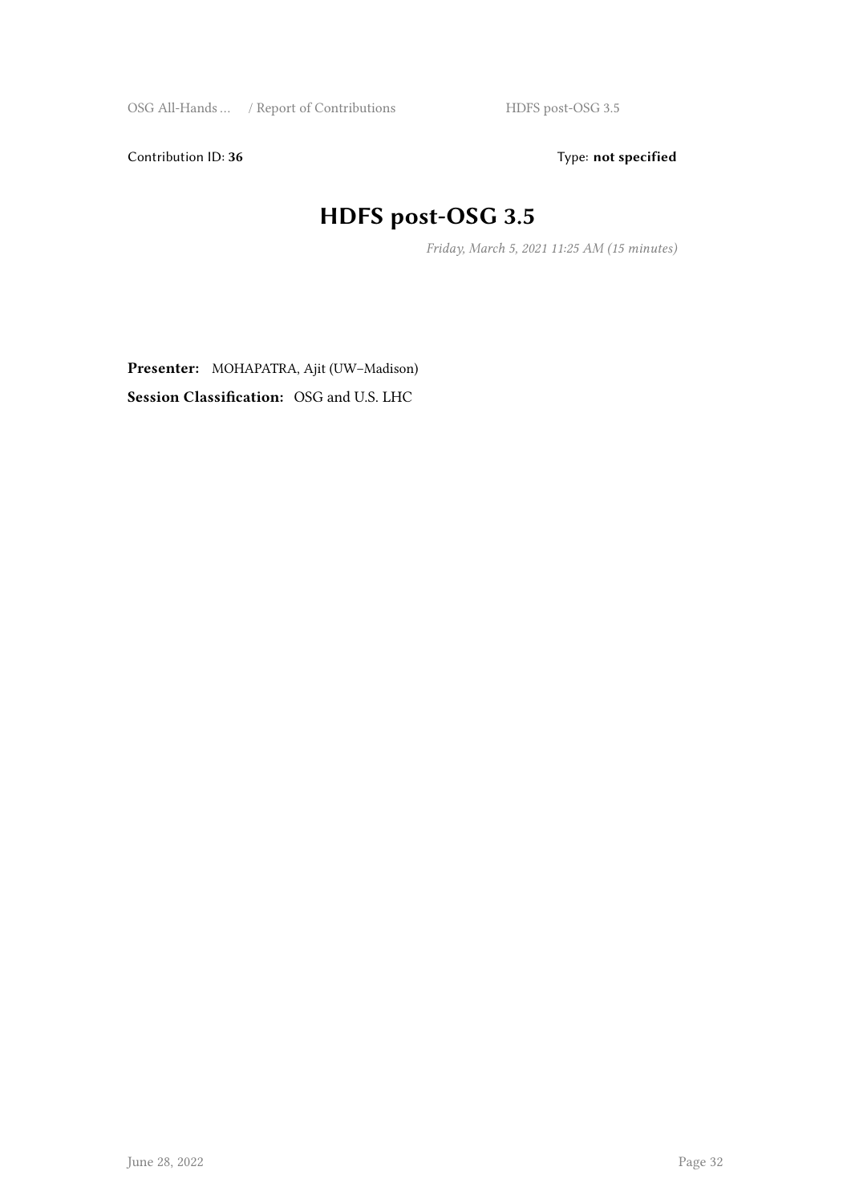Contribution ID: **36** Type: **not specified**

# HDFS post-OSG 3.5

*Friday, March 5, 2021 11:25 AM (15 minutes)*

**Presenter:** MOHAPATRA, Ajit (UW–Madison)

**Session Classification:** OSG and U.S. LHC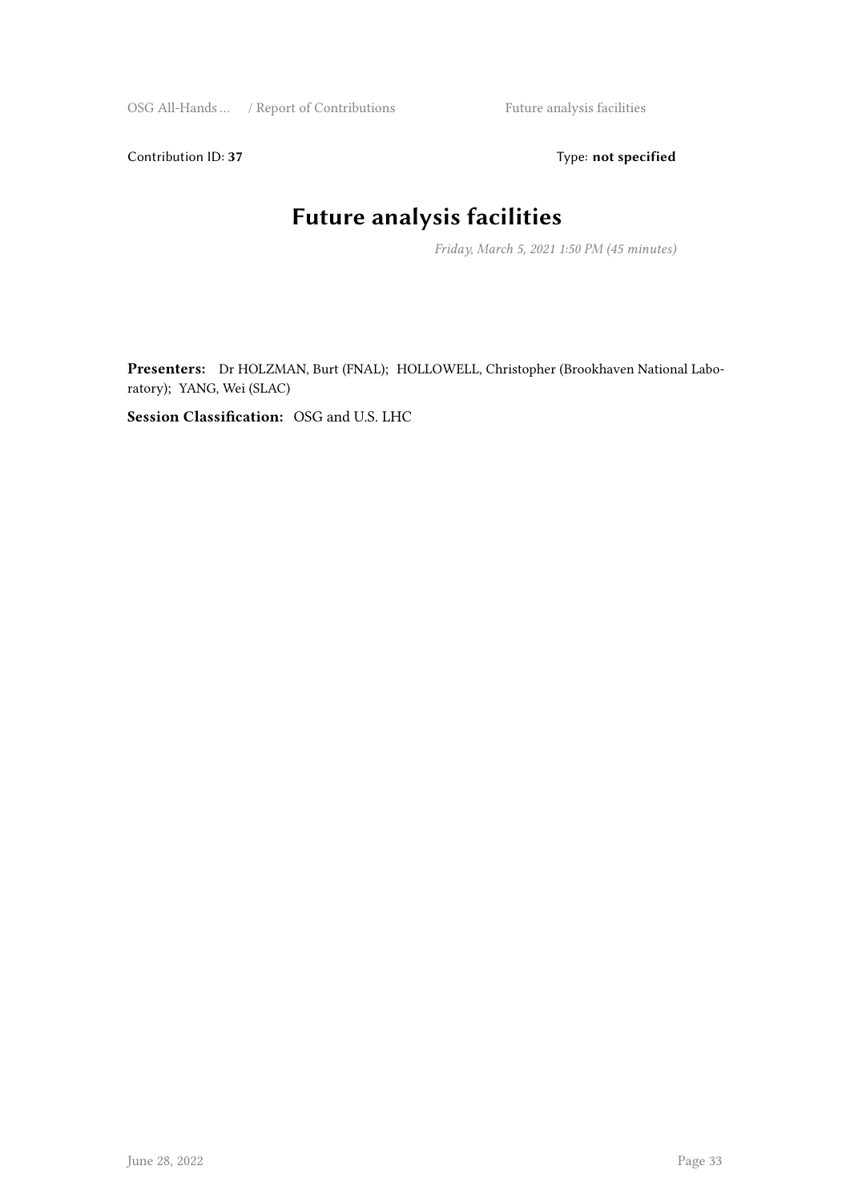Contribution ID: **37** Type: **not specified**

# Future analysis facilities

*Friday, March 5, 2021 1:50 PM (45 minutes)*

**Presenters:** Dr HOLZMAN, Burt (FNAL); HOLLOWELL, Christopher (Brookhaven National Laboratory); YANG, Wei (SLAC)

**Session Classification:** OSG and U.S. LHC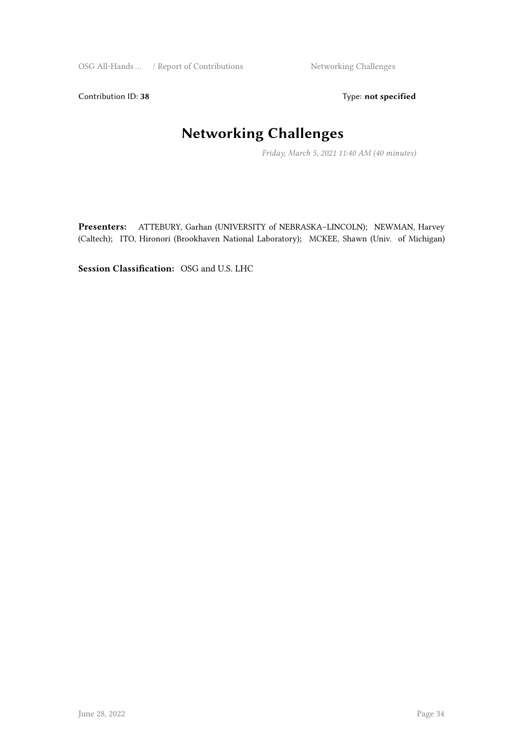Contribution ID: **38**

Type: **not specified**

# Networking Challenges

*Friday, March 5, 2021 11:40 AM (40 minutes)*

**Presenters:** ATTEBURY, Garhan (UNIVERSITY of NEBRASKA–LINCOLN); NEWMAN, Harvey (Caltech); ITO, Hironori (Brookhaven National Laboratory); MCKEE, Shawn (Univ. of Michigan)

**Session Classification:** OSG and U.S. LHC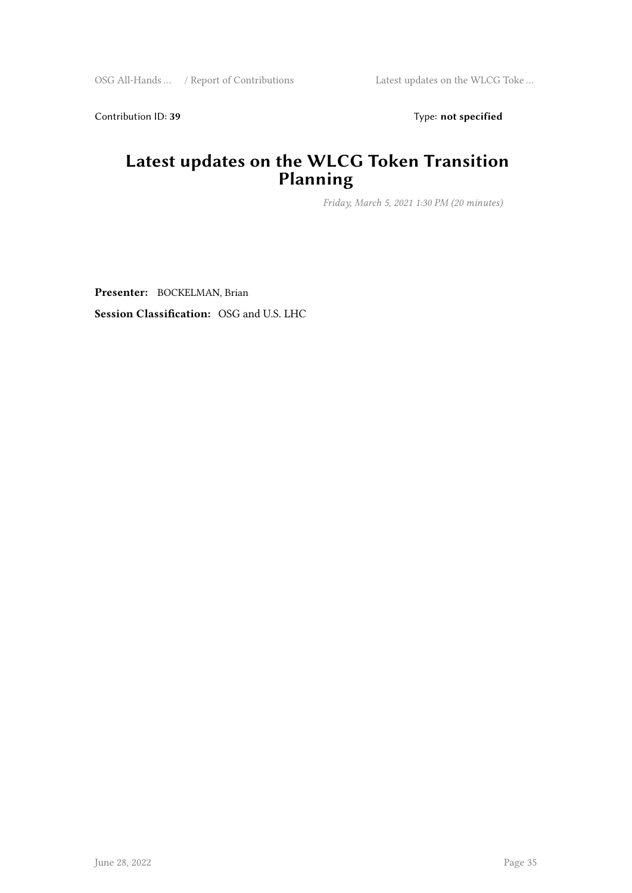Contribution ID: **39** Type: **not specified**

# Latest updates on the WLCG Token Transition Planning

*Friday, March 5, 2021 1:30 PM (20 minutes)*

**Presenter:** BOCKELMAN, Brian

**Session Classification:** OSG and U.S. LHC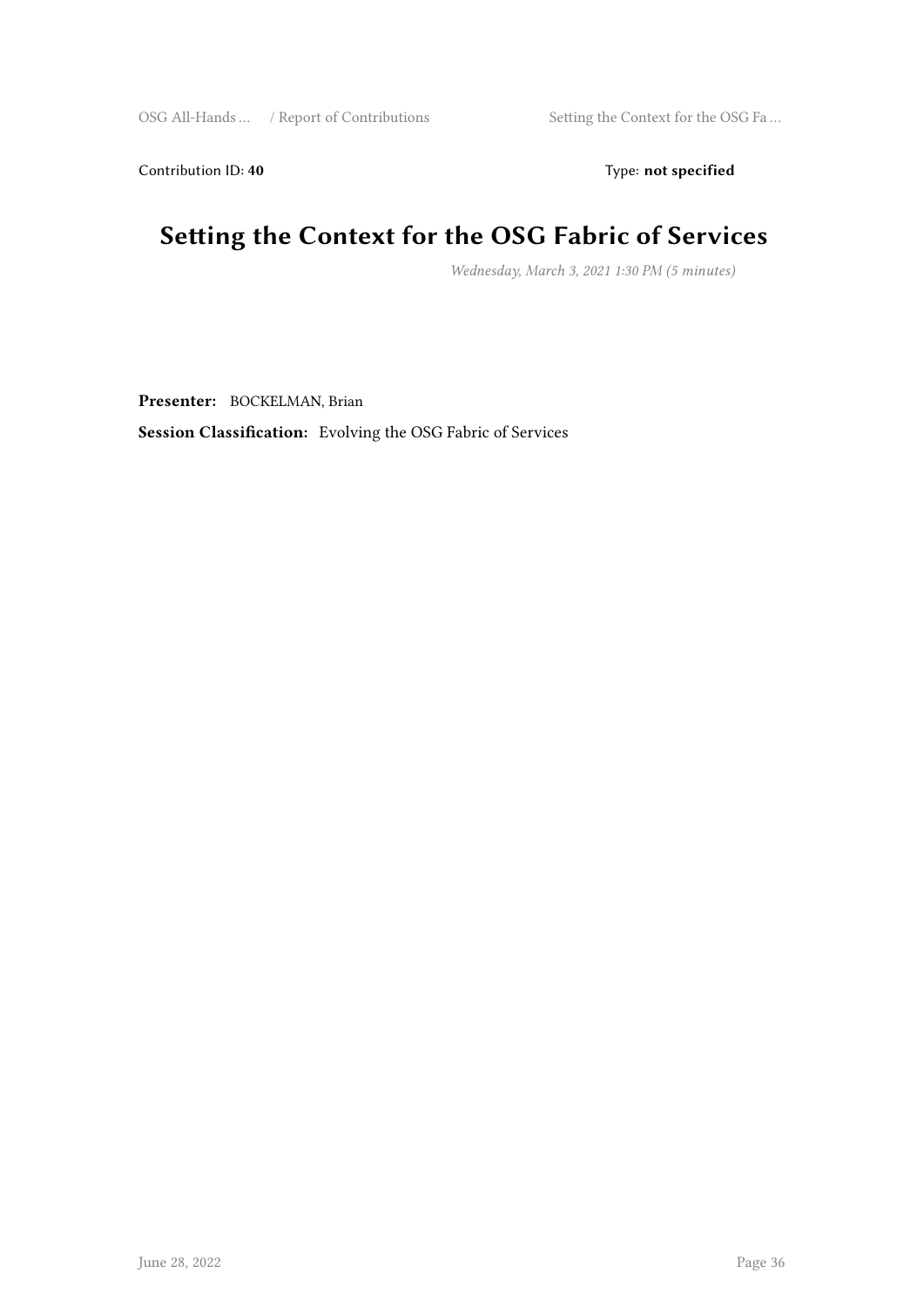Contribution ID: **40** Type: **not specified**

# Setting the Context for the OSG Fabric of Services

*Wednesday, March 3, 2021 1:30 PM (5 minutes)*

**Presenter:** BOCKELMAN, Brian

**Session Classification:** Evolving the OSG Fabric of Services